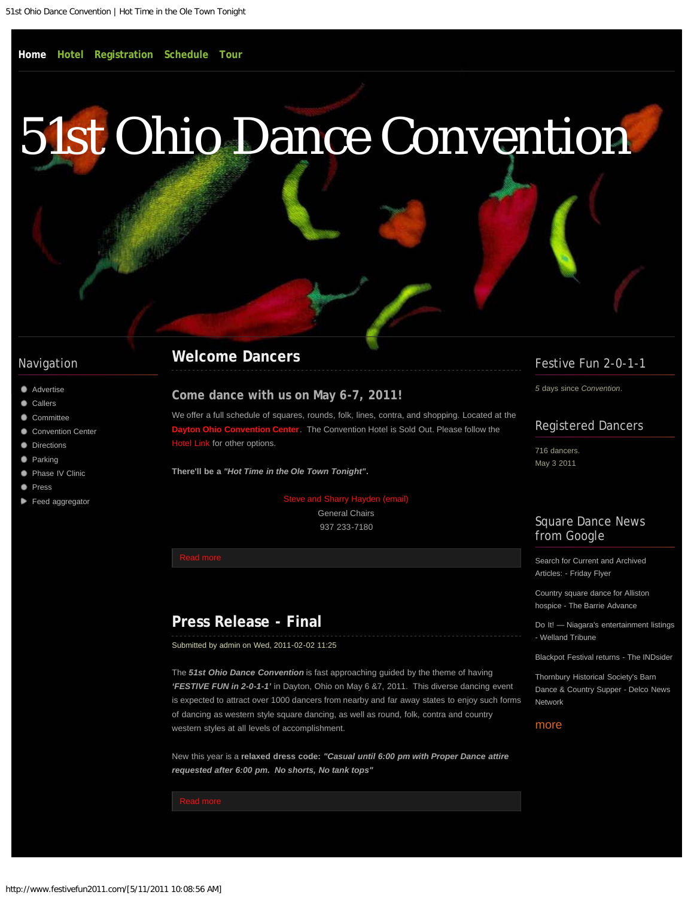Home Hotel Registration Schedule Tour

# 51st Ohio Dance Convention

## Navigation

- Advertise
- Callers
- Committee
- Convention Center
- Directions
- Parking
- Phase IV Clinic
- Press
- Feed aggregator

## Welcome Dancers

### Come dance with us on May 6-7, 2011!

We offer a full schedule of squares, rounds, folk, lines, contra, and shopping. Located at the **Dayton Ohio Convention Center**. The Convention Hotel is Sold Out. Please follow the Hotel Link for other options.

**There'll be a *"Hot Time in the Ole Town Tonight"*.**

Steve and Sharry Hayden (email)
General Chairs
937 233-7180

Read more

## Press Release - Final

Submitted by admin on Wed, 2011-02-02 11:25

The ***51st Ohio Dance Convention*** is fast approaching guided by the theme of having ***'FESTIVE FUN in 2-0-1-1'*** in Dayton, Ohio on May 6 &7, 2011. This diverse dancing event is expected to attract over 1000 dancers from nearby and far away states to enjoy such forms of dancing as western style square dancing, as well as round, folk, contra and country western styles at all levels of accomplishment.

New this year is a **relaxed dress code: *"Casual until 6:00 pm with Proper Dance attire requested after 6:00 pm. No shorts, No tank tops"***

Read more

## Festive Fun 2-0-1-1

5 days since *Convention*.

## Registered Dancers

716 dancers.
May 3 2011

## Square Dance News from Google

Search for Current and Archived Articles: - Friday Flyer

Country square dance for Alliston hospice - The Barrie Advance

Do It! — Niagara's entertainment listings - Welland Tribune

Blackpot Festival returns - The INDsider

Thornbury Historical Society's Barn Dance & Country Supper - Delco News Network

more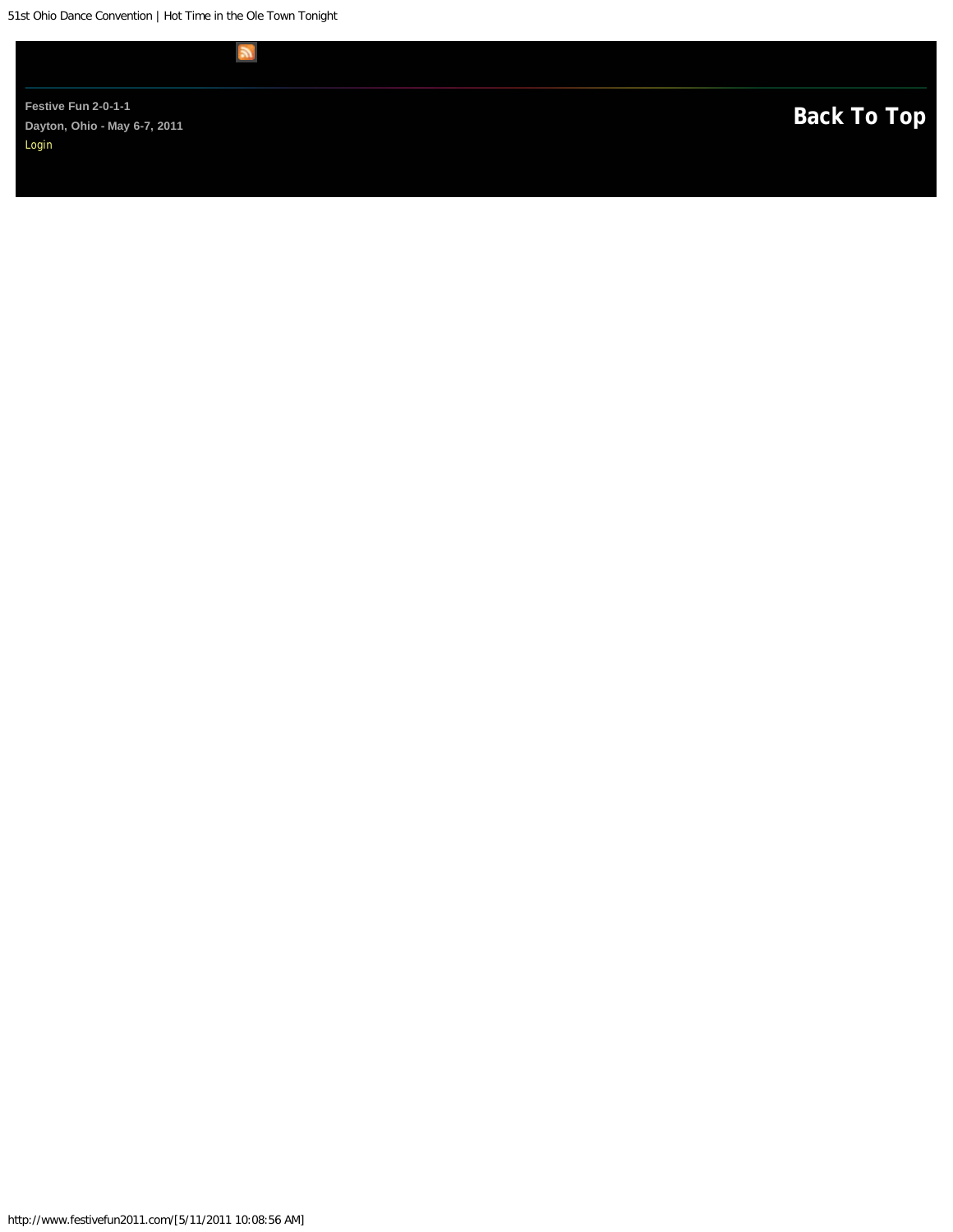Festive Fun 2-0-1-1

Dayton, Ohio - May 6-7, 2011

Login

Back To Top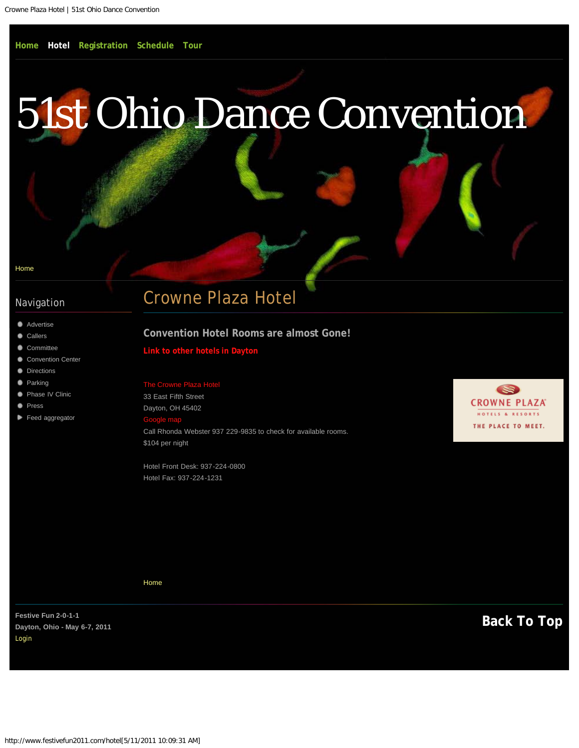Home **Hotel** Registration Schedule Tour

# 51st Ohio Dance Convention

Home

## Navigation

- Advertise
- Callers
- Committee
- Convention Center
- Directions
- Parking
- Phase IV Clinic
- Press
- Feed aggregator

## Crowne Plaza Hotel

### Convention Hotel Rooms are almost Gone!

**Link to other hotels in Dayton**

The Crowne Plaza Hotel
33 East Fifth Street
Dayton, OH 45402
Google map
Call Rhonda Webster 937 229-9835 to check for available rooms.
$104 per night

Hotel Front Desk: 937-224-0800
Hotel Fax: 937-224-1231

CROWNE PLAZA
HOTELS & RESORTS
THE PLACE TO MEET.

Home

**Festive Fun 2-0-1-1**
**Dayton, Ohio - May 6-7, 2011**
Login

**Back To Top**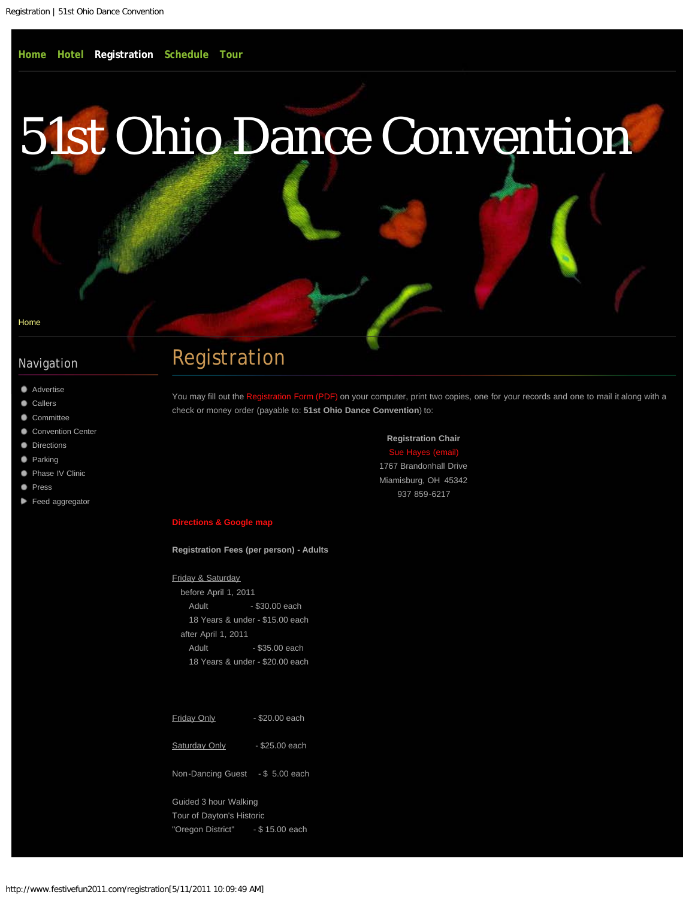Home   Hotel   Registration   Schedule   Tour

# 51st Ohio Dance Convention

Home

## Navigation

- Advertise
- Callers
- Committee
- Convention Center
- Directions
- Parking
- Phase IV Clinic
- Press
- Feed aggregator

## Registration

You may fill out the Registration Form (PDF) on your computer, print two copies, one for your records and one to mail it along with a check or money order (payable to: **51st Ohio Dance Convention**) to:

**Registration Chair**
Sue Hayes (email)
1767 Brandonhall Drive
Miamisburg, OH 45342
937 859-6217

**Directions & Google map**

**Registration Fees (per person) - Adults**

Friday & Saturday
before April 1, 2011
Adult - $30.00 each
18 Years & under - $15.00 each
after April 1, 2011
Adult - $35.00 each
18 Years & under - $20.00 each

Friday Only - $20.00 each

Saturday Only - $25.00 each

Non-Dancing Guest - $ 5.00 each

Guided 3 hour Walking
Tour of Dayton's Historic
"Oregon District" - $ 15.00 each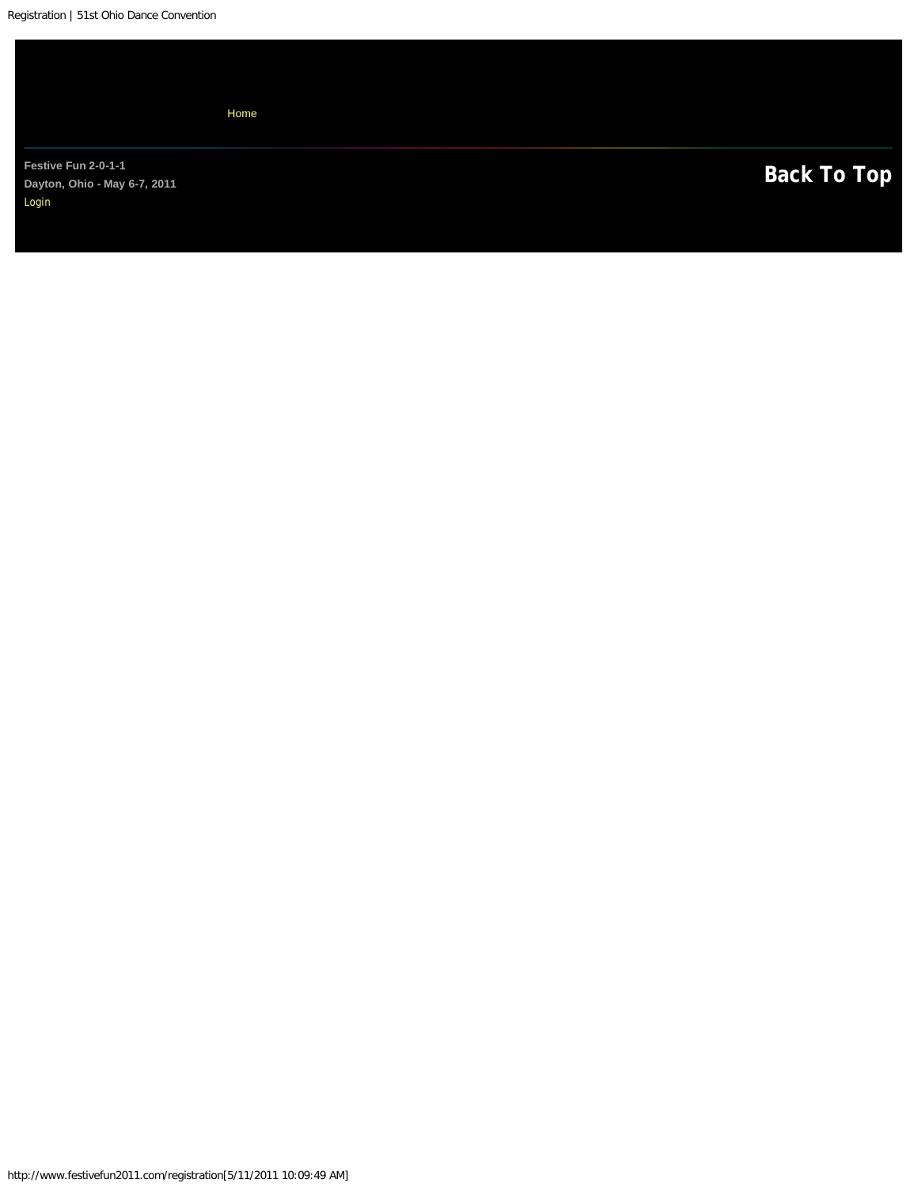Home

Festive Fun 2-0-1-1

Dayton, Ohio - May 6-7, 2011

Login

Back To Top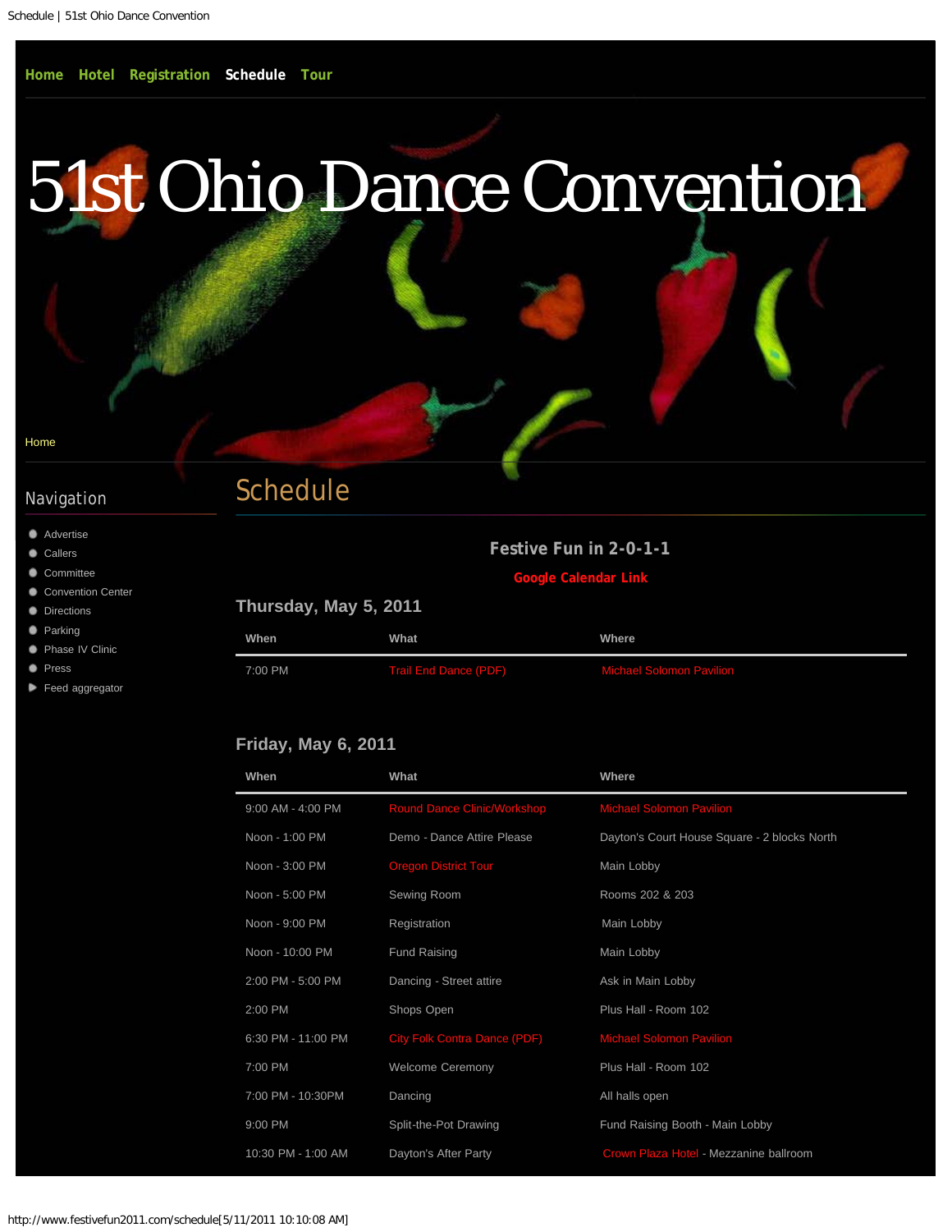Home Hotel Registration Schedule Tour

# 51st Ohio Dance Convention

Home

## Navigation

- Advertise
- Callers
- Committee
- Convention Center
- Directions
- Parking
- Phase IV Clinic
- Press
- Feed aggregator

# Schedule

### Festive Fun in 2-0-1-1

**Google Calendar Link**

## Thursday, May 5, 2011

| When | What | Where |
|---|---|---|
| 7:00 PM | Trail End Dance (PDF) | Michael Solomon Pavilion |

## Friday, May 6, 2011

| When | What | Where |
|---|---|---|
| 9:00 AM - 4:00 PM | Round Dance Clinic/Workshop | Michael Solomon Pavilion |
| Noon - 1:00 PM | Demo - Dance Attire Please | Dayton's Court House Square - 2 blocks North |
| Noon - 3:00 PM | Oregon District Tour | Main Lobby |
| Noon - 5:00 PM | Sewing Room | Rooms 202 & 203 |
| Noon - 9:00 PM | Registration | Main Lobby |
| Noon - 10:00 PM | Fund Raising | Main Lobby |
| 2:00 PM - 5:00 PM | Dancing - Street attire | Ask in Main Lobby |
| 2:00 PM | Shops Open | Plus Hall - Room 102 |
| 6:30 PM - 11:00 PM | City Folk Contra Dance (PDF) | Michael Solomon Pavilion |
| 7:00 PM | Welcome Ceremony | Plus Hall - Room 102 |
| 7:00 PM - 10:30PM | Dancing | All halls open |
| 9:00 PM | Split-the-Pot Drawing | Fund Raising Booth - Main Lobby |
| 10:30 PM - 1:00 AM | Dayton's After Party | Crown Plaza Hotel - Mezzanine ballroom |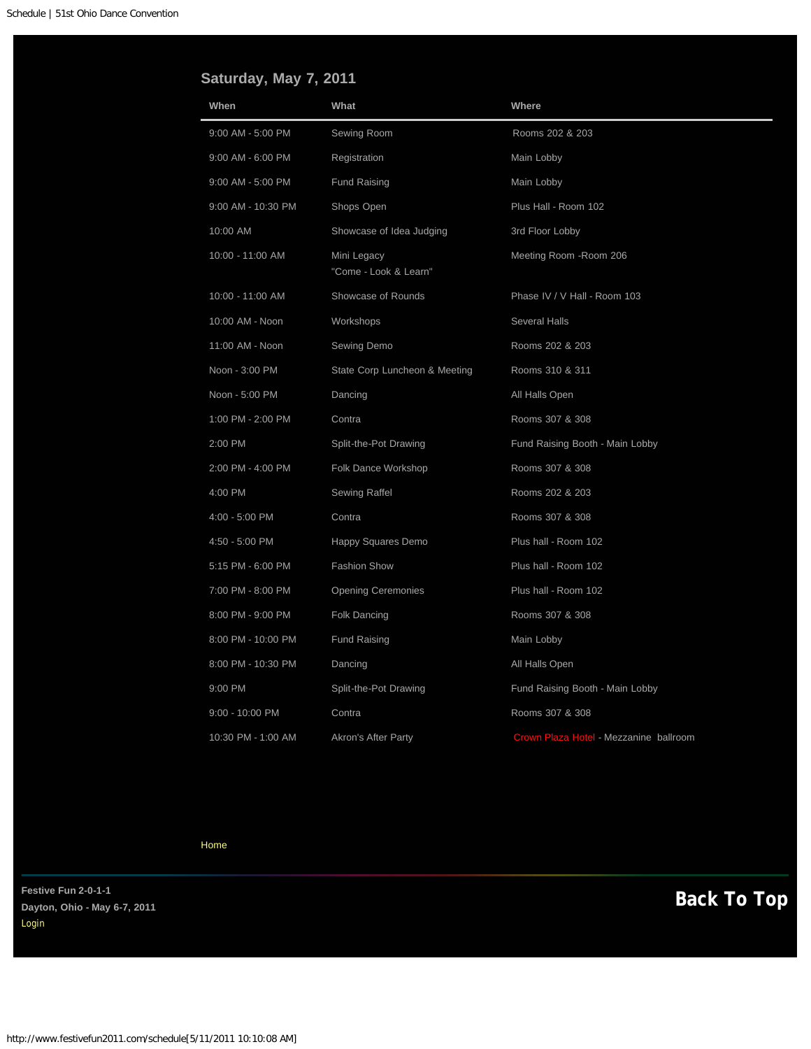## Saturday, May 7, 2011

| When | What | Where |
|---|---|---|
| 9:00 AM - 5:00 PM | Sewing Room | Rooms 202 & 203 |
| 9:00 AM - 6:00 PM | Registration | Main Lobby |
| 9:00 AM - 5:00 PM | Fund Raising | Main Lobby |
| 9:00 AM - 10:30 PM | Shops Open | Plus Hall - Room 102 |
| 10:00 AM | Showcase of Idea Judging | 3rd Floor Lobby |
| 10:00 - 11:00 AM | Mini Legacy "Come - Look & Learn" | Meeting Room -Room 206 |
| 10:00 - 11:00 AM | Showcase of Rounds | Phase IV / V Hall - Room 103 |
| 10:00 AM - Noon | Workshops | Several Halls |
| 11:00 AM - Noon | Sewing Demo | Rooms 202 & 203 |
| Noon - 3:00 PM | State Corp Luncheon & Meeting | Rooms 310 & 311 |
| Noon - 5:00 PM | Dancing | All Halls Open |
| 1:00 PM - 2:00 PM | Contra | Rooms 307 & 308 |
| 2:00 PM | Split-the-Pot Drawing | Fund Raising Booth - Main Lobby |
| 2:00 PM - 4:00 PM | Folk Dance Workshop | Rooms 307 & 308 |
| 4:00 PM | Sewing Raffel | Rooms 202 & 203 |
| 4:00 - 5:00 PM | Contra | Rooms 307 & 308 |
| 4:50 - 5:00 PM | Happy Squares Demo | Plus hall - Room 102 |
| 5:15 PM - 6:00 PM | Fashion Show | Plus hall - Room 102 |
| 7:00 PM - 8:00 PM | Opening Ceremonies | Plus hall - Room 102 |
| 8:00 PM - 9:00 PM | Folk Dancing | Rooms 307 & 308 |
| 8:00 PM - 10:00 PM | Fund Raising | Main Lobby |
| 8:00 PM - 10:30 PM | Dancing | All Halls Open |
| 9:00 PM | Split-the-Pot Drawing | Fund Raising Booth - Main Lobby |
| 9:00 - 10:00 PM | Contra | Rooms 307 & 308 |
| 10:30 PM - 1:00 AM | Akron's After Party | Crown Plaza Hotel - Mezzanine ballroom |

Home

**Festive Fun 2-0-1-1**
**Dayton, Ohio - May 6-7, 2011**
Login

**Back To Top**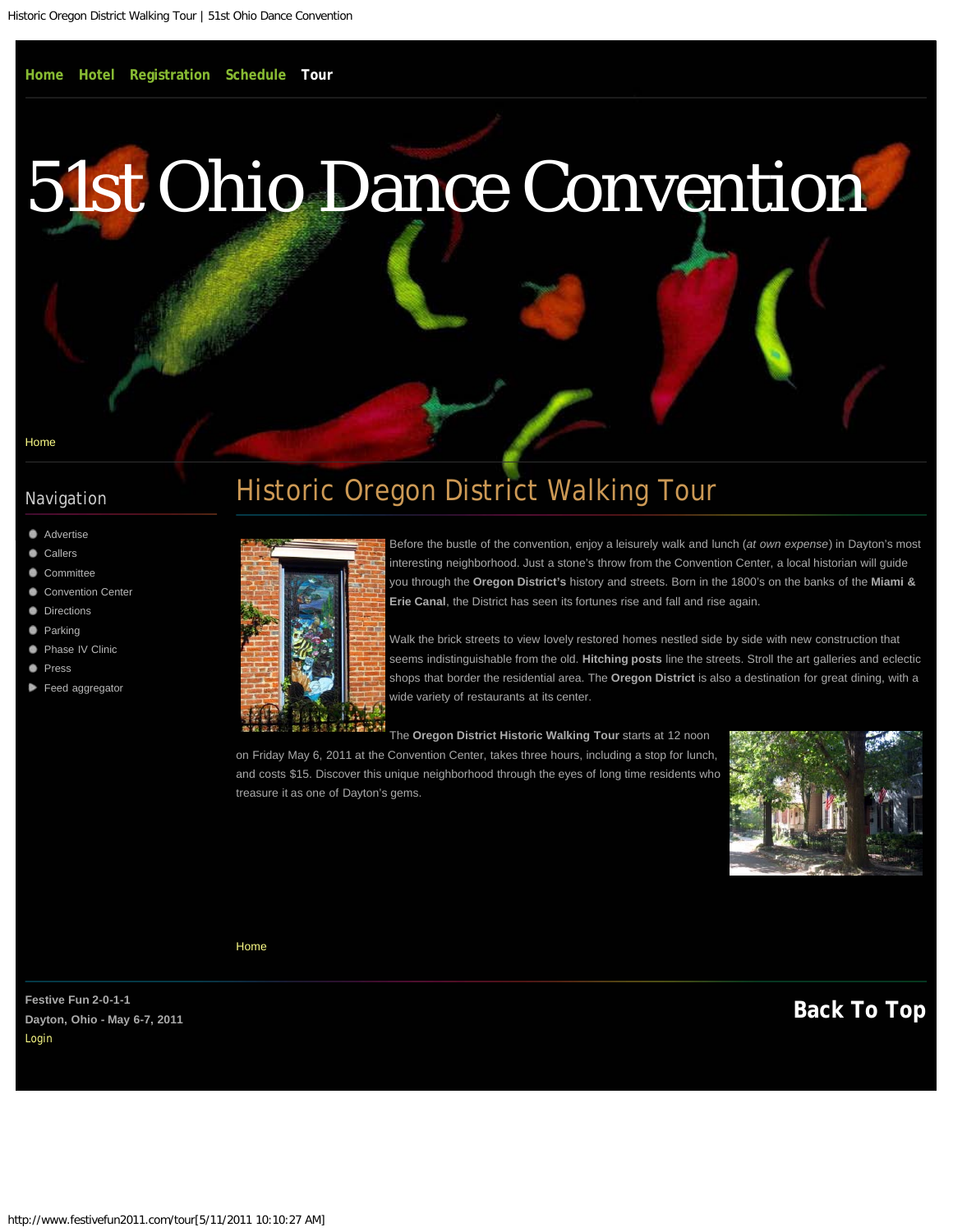Home Hotel Registration Schedule **Tour**

# 51st Ohio Dance Convention

Home

## Navigation

- Advertise
- Callers
- Committee
- Convention Center
- Directions
- Parking
- Phase IV Clinic
- Press
- Feed aggregator

## Historic Oregon District Walking Tour

Before the bustle of the convention, enjoy a leisurely walk and lunch (*at own expense*) in Dayton's most interesting neighborhood. Just a stone's throw from the Convention Center, a local historian will guide you through the **Oregon District's** history and streets. Born in the 1800's on the banks of the **Miami & Erie Canal**, the District has seen its fortunes rise and fall and rise again.

Walk the brick streets to view lovely restored homes nestled side by side with new construction that seems indistinguishable from the old. **Hitching posts** line the streets. Stroll the art galleries and eclectic shops that border the residential area. The **Oregon District** is also a destination for great dining, with a wide variety of restaurants at its center.

The **Oregon District Historic Walking Tour** starts at 12 noon on Friday May 6, 2011 at the Convention Center, takes three hours, including a stop for lunch, and costs $15. Discover this unique neighborhood through the eyes of long time residents who treasure it as one of Dayton's gems.

Home

**Festive Fun 2-0-1-1**
**Dayton, Ohio - May 6-7, 2011**
Login

**Back To Top**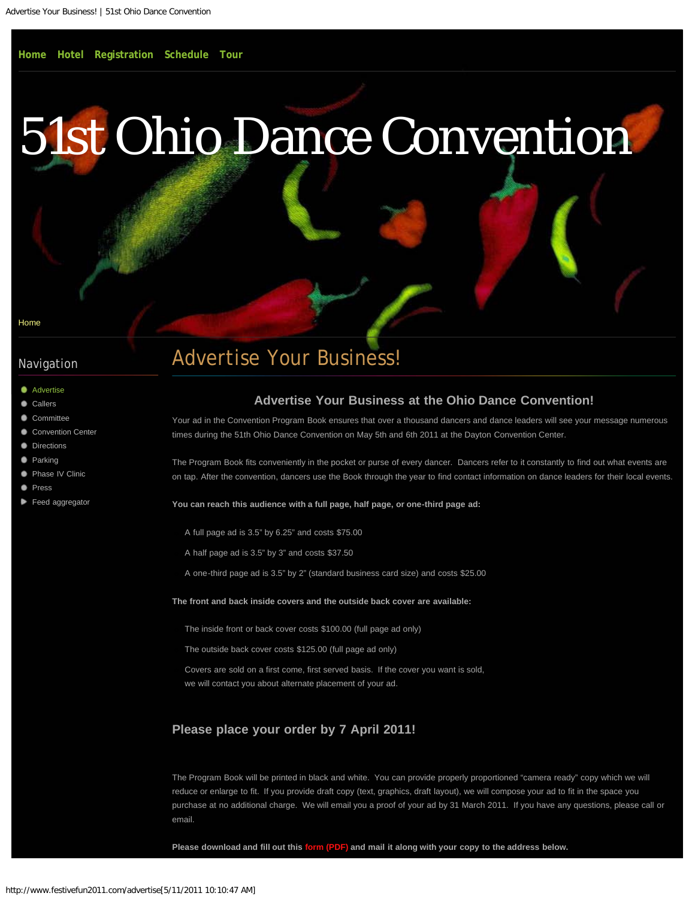Home Hotel Registration Schedule Tour

# 51st Ohio Dance Convention

Home

## Navigation

- Advertise
- Callers
- Committee
- Convention Center
- Directions
- Parking
- Phase IV Clinic
- Press
- Feed aggregator

# Advertise Your Business!

### Advertise Your Business at the Ohio Dance Convention!

Your ad in the Convention Program Book ensures that over a thousand dancers and dance leaders will see your message numerous times during the 51th Ohio Dance Convention on May 5th and 6th 2011 at the Dayton Convention Center.

The Program Book fits conveniently in the pocket or purse of every dancer. Dancers refer to it constantly to find out what events are on tap. After the convention, dancers use the Book through the year to find contact information on dance leaders for their local events.

**You can reach this audience with a full page, half page, or one-third page ad:**

A full page ad is 3.5" by 6.25" and costs $75.00

A half page ad is 3.5" by 3" and costs $37.50

A one-third page ad is 3.5" by 2" (standard business card size) and costs $25.00

**The front and back inside covers and the outside back cover are available:**

The inside front or back cover costs $100.00 (full page ad only)

The outside back cover costs $125.00 (full page ad only)

Covers are sold on a first come, first served basis. If the cover you want is sold, we will contact you about alternate placement of your ad.

### Please place your order by 7 April 2011!

The Program Book will be printed in black and white. You can provide properly proportioned "camera ready" copy which we will reduce or enlarge to fit. If you provide draft copy (text, graphics, draft layout), we will compose your ad to fit in the space you purchase at no additional charge. We will email you a proof of your ad by 31 March 2011. If you have any questions, please call or email.

**Please download and fill out this form (PDF) and mail it along with your copy to the address below.**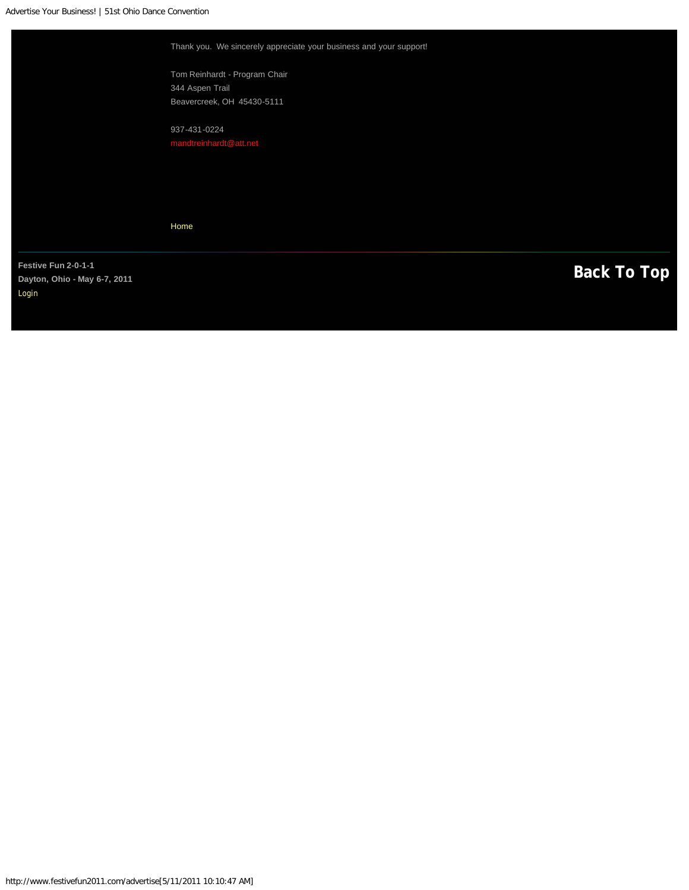Thank you.  We sincerely appreciate your business and your support!

Tom Reinhardt - Program Chair
344 Aspen Trail
Beavercreek, OH  45430-5111

937-431-0224
mandtreinhardt@att.net

Home

**Festive Fun 2-0-1-1**
**Dayton, Ohio - May 6-7, 2011**
Login

**Back To Top**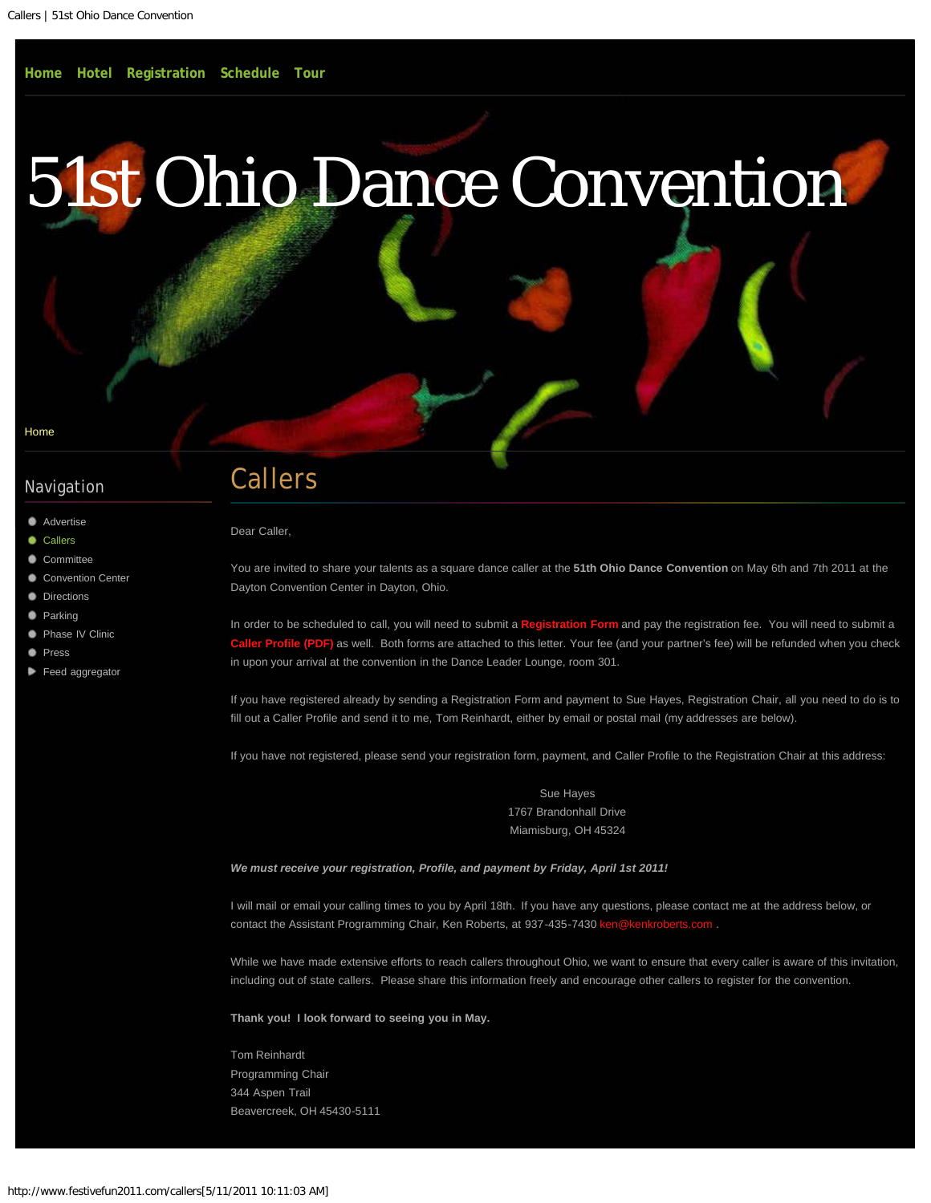Home Hotel Registration Schedule Tour

# 51st Ohio Dance Convention

Home

## Navigation

- Advertise
- Callers
- Committee
- Convention Center
- Directions
- Parking
- Phase IV Clinic
- Press
- Feed aggregator

# Callers

Dear Caller,

You are invited to share your talents as a square dance caller at the **51th Ohio Dance Convention** on May 6th and 7th 2011 at the Dayton Convention Center in Dayton, Ohio.

In order to be scheduled to call, you will need to submit a **Registration Form** and pay the registration fee. You will need to submit a **Caller Profile (PDF)** as well. Both forms are attached to this letter. Your fee (and your partner's fee) will be refunded when you check in upon your arrival at the convention in the Dance Leader Lounge, room 301.

If you have registered already by sending a Registration Form and payment to Sue Hayes, Registration Chair, all you need to do is to fill out a Caller Profile and send it to me, Tom Reinhardt, either by email or postal mail (my addresses are below).

If you have not registered, please send your registration form, payment, and Caller Profile to the Registration Chair at this address:

Sue Hayes
1767 Brandonhall Drive
Miamisburg, OH 45324

***We must receive your registration, Profile, and payment by Friday, April 1st 2011!***

I will mail or email your calling times to you by April 18th. If you have any questions, please contact me at the address below, or contact the Assistant Programming Chair, Ken Roberts, at 937-435-7430 ken@kenkroberts.com .

While we have made extensive efforts to reach callers throughout Ohio, we want to ensure that every caller is aware of this invitation, including out of state callers. Please share this information freely and encourage other callers to register for the convention.

**Thank you! I look forward to seeing you in May.**

Tom Reinhardt
Programming Chair
344 Aspen Trail
Beavercreek, OH 45430-5111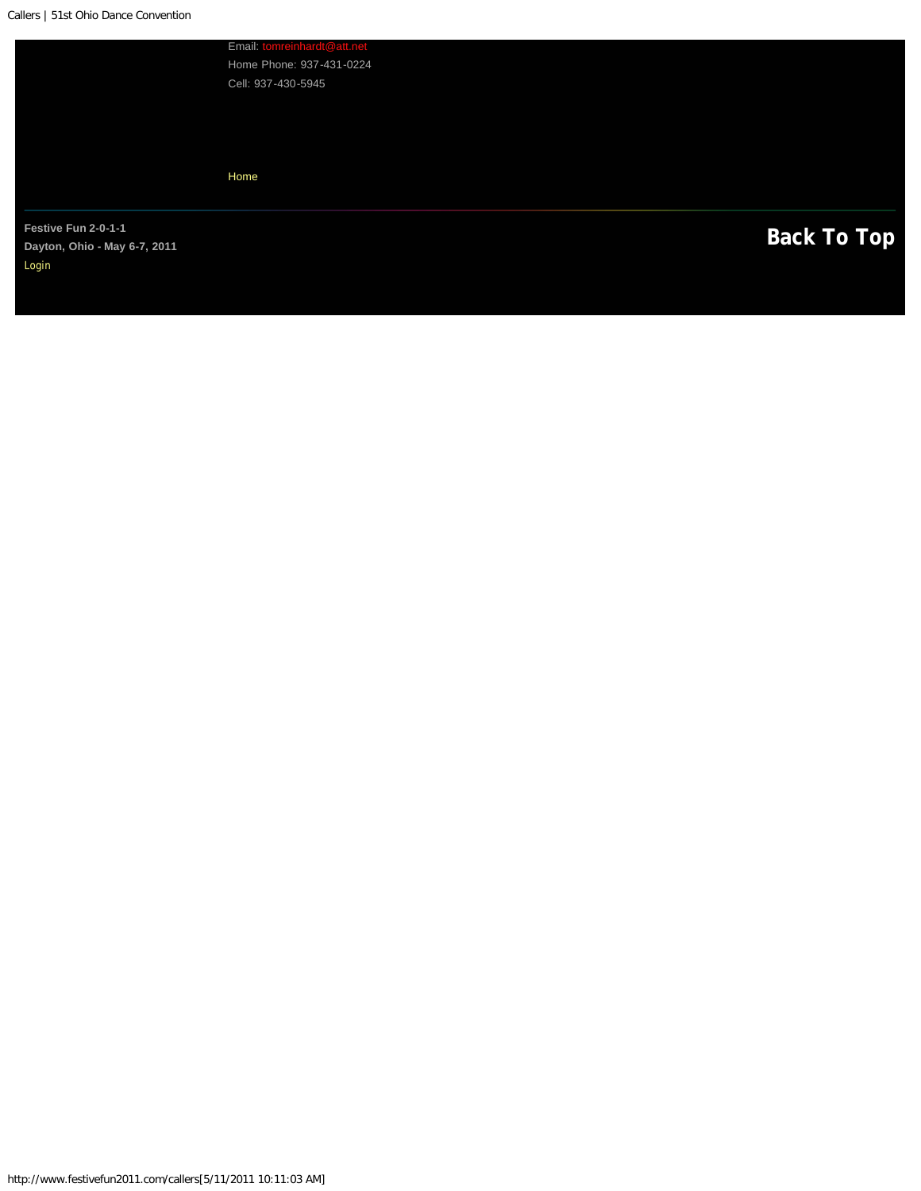Email: tomreinhardt@att.net

Home Phone: 937-431-0224

Cell: 937-430-5945

Home

---

**Festive Fun 2-0-1-1**

**Dayton, Ohio - May 6-7, 2011**

Login

**Back To Top**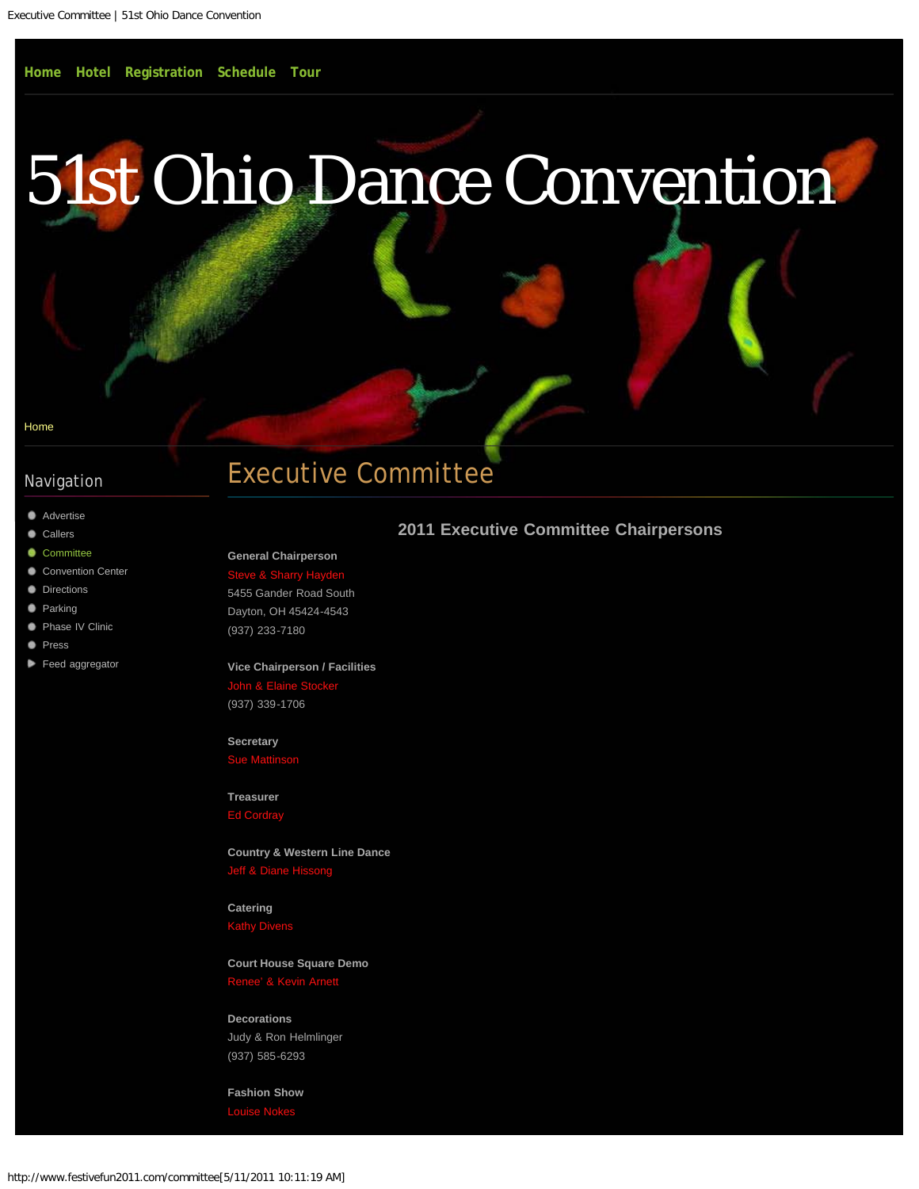Home Hotel Registration Schedule Tour

# 51st Ohio Dance Convention

Home

## Navigation

- Advertise
- Callers
- Committee
- Convention Center
- Directions
- Parking
- Phase IV Clinic
- Press
- Feed aggregator

## Executive Committee

### 2011 Executive Committee Chairpersons

**General Chairperson**
Steve & Sharry Hayden
5455 Gander Road South
Dayton, OH 45424-4543
(937) 233-7180

**Vice Chairperson / Facilities**
John & Elaine Stocker
(937) 339-1706

**Secretary**
Sue Mattinson

**Treasurer**
Ed Cordray

**Country & Western Line Dance**
Jeff & Diane Hissong

**Catering**
Kathy Divens

**Court House Square Demo**
Renee' & Kevin Arnett

**Decorations**
Judy & Ron Helmlinger
(937) 585-6293

**Fashion Show**
Louise Nokes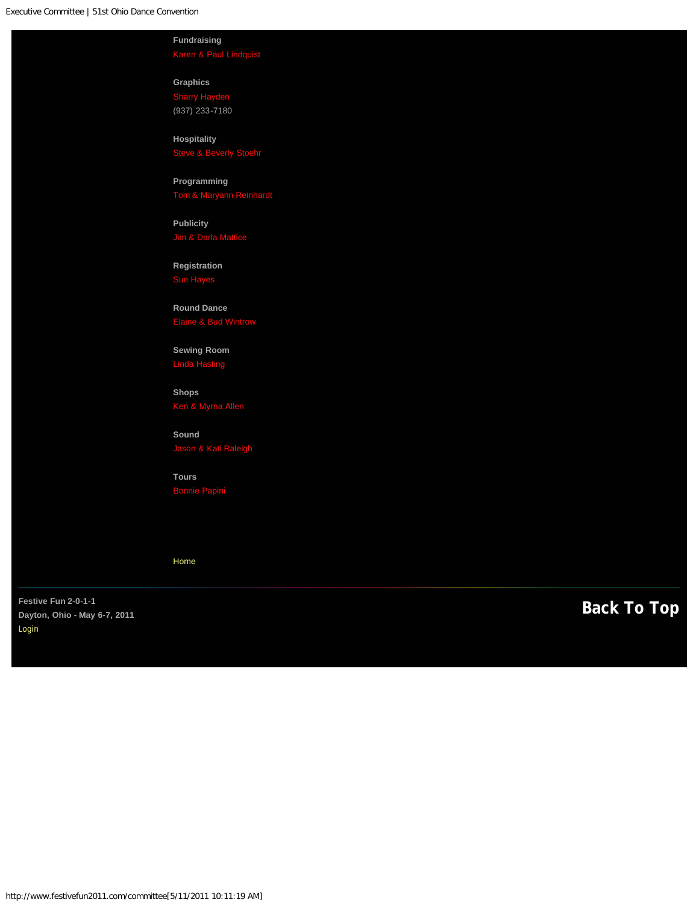**Fundraising**
Karen & Paul Lindquist

**Graphics**
Sharry Hayden
(937) 233-7180

**Hospitality**
Steve & Beverly Stoehr

**Programming**
Tom & Maryann Reinhardt

**Publicity**
Jim & Darla Mattice

**Registration**
Sue Hayes

**Round Dance**
Elaine & Bud Wintrow

**Sewing Room**
Linda Hasting

**Shops**
Ken & Myrna Allen

**Sound**
Jason & Kati Raleigh

**Tours**
Bonnie Papini

Home

**Festive Fun 2-0-1-1**
**Dayton, Ohio - May 6-7, 2011**
Login

**Back To Top**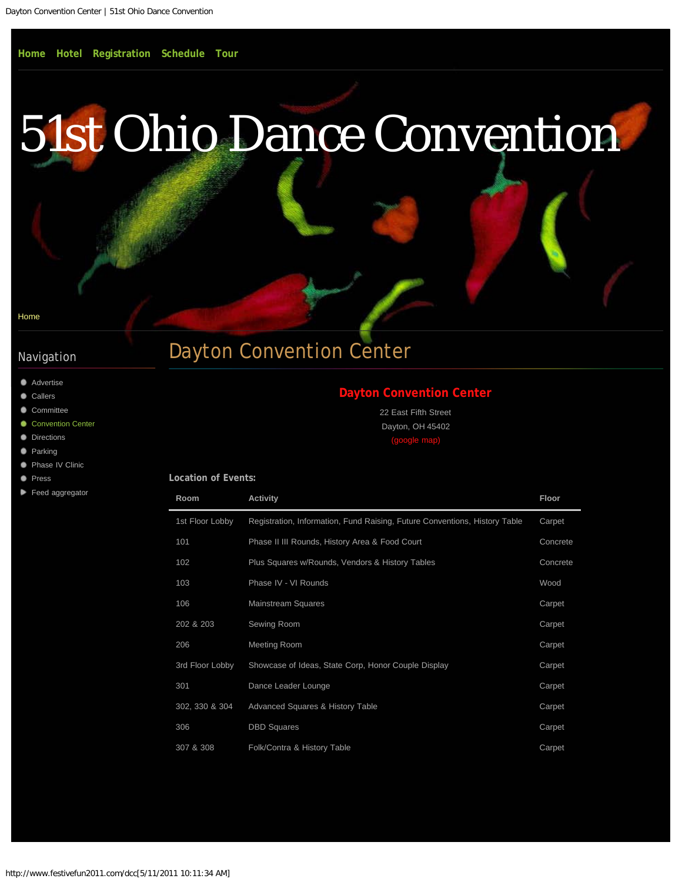Home Hotel Registration Schedule Tour

# 51st Ohio Dance Convention

Home

## Navigation

- Advertise
- Callers
- Committee
- Convention Center
- Directions
- Parking
- Phase IV Clinic
- Press
- Feed aggregator

## Dayton Convention Center

### Dayton Convention Center

22 East Fifth Street
Dayton, OH 45402
(google map)

**Location of Events:**

| Room | Activity | Floor |
|---|---|---|
| 1st Floor Lobby | Registration, Information, Fund Raising, Future Conventions, History Table | Carpet |
| 101 | Phase II III Rounds, History Area & Food Court | Concrete |
| 102 | Plus Squares w/Rounds, Vendors & History Tables | Concrete |
| 103 | Phase IV - VI Rounds | Wood |
| 106 | Mainstream Squares | Carpet |
| 202 & 203 | Sewing Room | Carpet |
| 206 | Meeting Room | Carpet |
| 3rd Floor Lobby | Showcase of Ideas, State Corp, Honor Couple Display | Carpet |
| 301 | Dance Leader Lounge | Carpet |
| 302, 330 & 304 | Advanced Squares & History Table | Carpet |
| 306 | DBD Squares | Carpet |
| 307 & 308 | Folk/Contra & History Table | Carpet |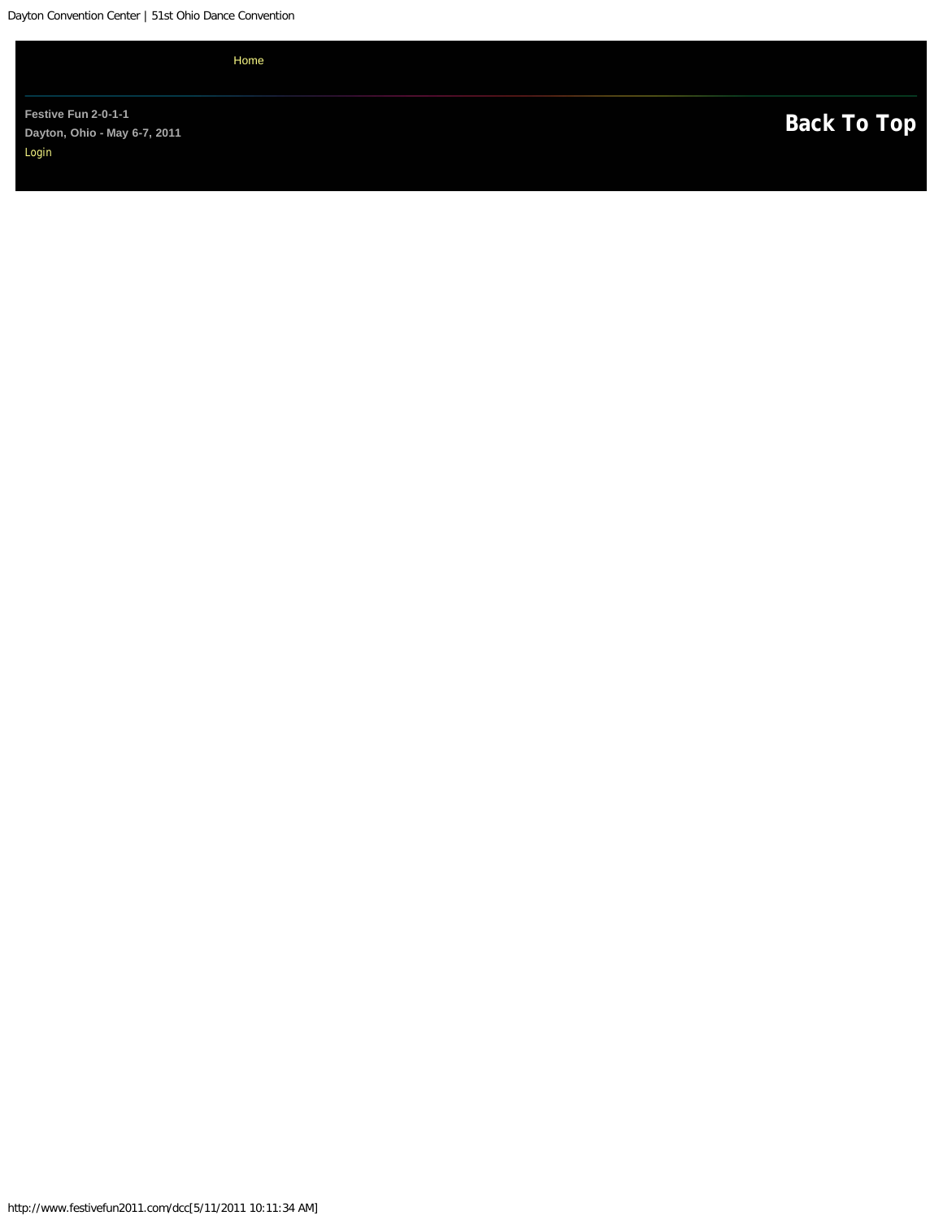Home

Festive Fun 2-0-1-1

Dayton, Ohio - May 6-7, 2011

Login

**Back To Top**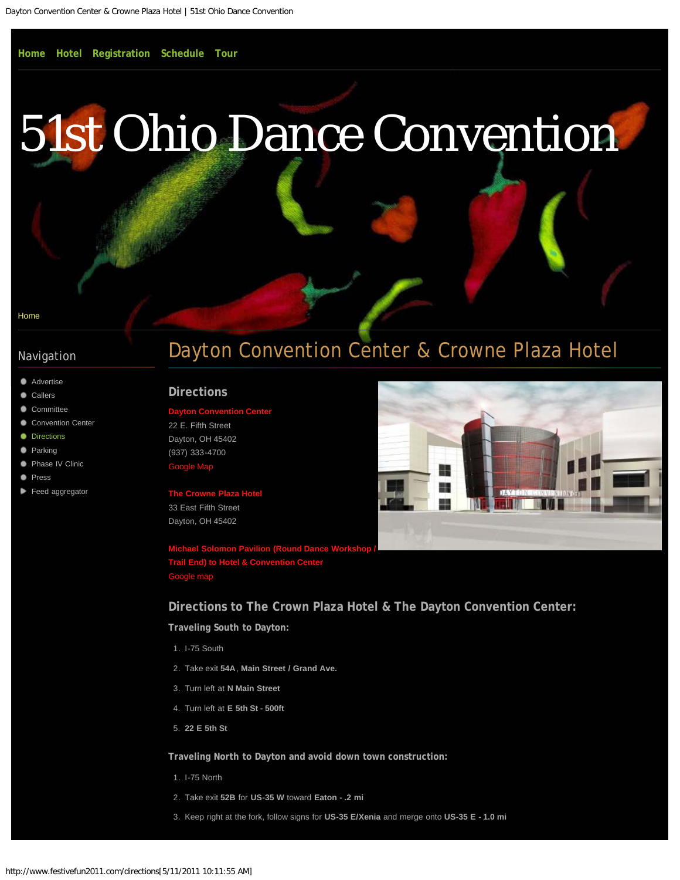Home Hotel Registration Schedule Tour

# 51st Ohio Dance Convention

Home

## Navigation

- Advertise
- Callers
- Committee
- Convention Center
- Directions
- Parking
- Phase IV Clinic
- Press
- Feed aggregator

## Dayton Convention Center & Crowne Plaza Hotel

### Directions

**Dayton Convention Center**
22 E. Fifth Street
Dayton, OH 45402
(937) 333-4700
Google Map

**The Crowne Plaza Hotel**
33 East Fifth Street
Dayton, OH 45402

**Michael Solomon Pavilion (Round Dance Workshop / Trail End) to Hotel & Convention Center**
Google map

### Directions to The Crown Plaza Hotel & The Dayton Convention Center:

**Traveling South to Dayton:**

1. I-75 South
2. Take exit **54A**, **Main Street / Grand Ave.**
3. Turn left at **N Main Street**
4. Turn left at **E 5th St - 500ft**
5. **22 E 5th St**

**Traveling North to Dayton and avoid down town construction:**

1. I-75 North
2. Take exit **52B** for **US-35 W** toward **Eaton - .2 mi**
3. Keep right at the fork, follow signs for **US-35 E/Xenia** and merge onto **US-35 E - 1.0 mi**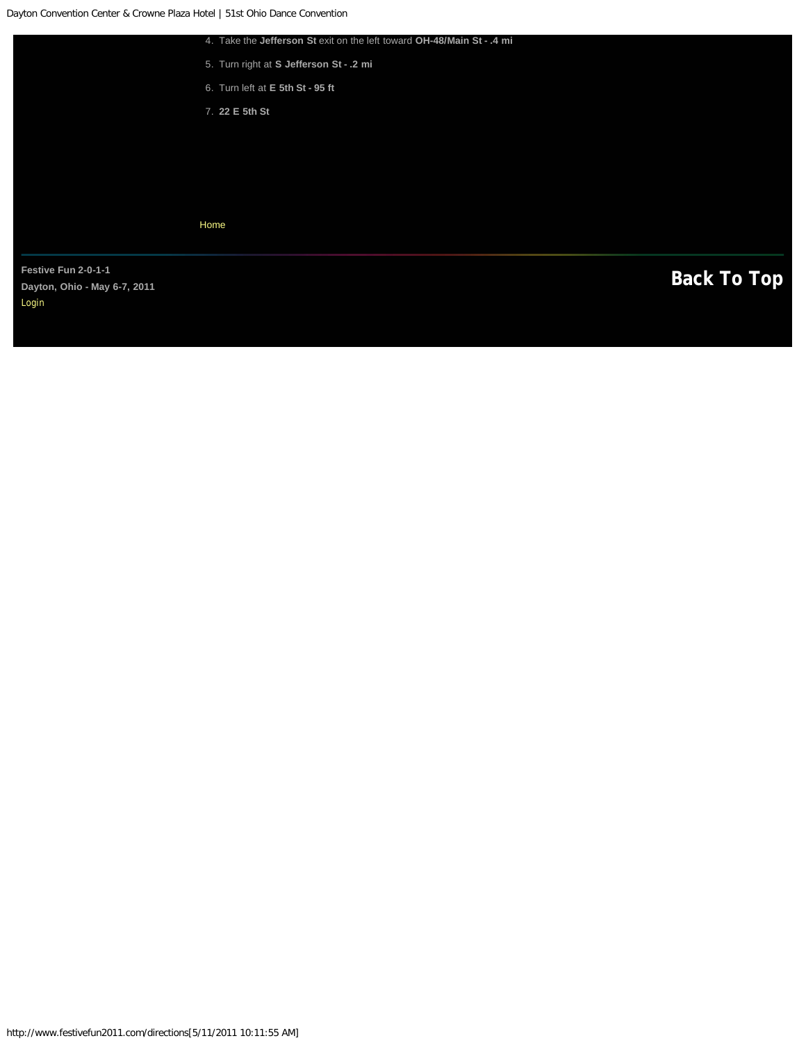4. Take the **Jefferson St** exit on the left toward **OH-48/Main St - .4 mi**
5. Turn right at **S Jefferson St - .2 mi**
6. Turn left at **E 5th St - 95 ft**
7. **22 E 5th St**

Home

**Festive Fun 2-0-1-1**

**Dayton, Ohio - May 6-7, 2011**

Login

**Back To Top**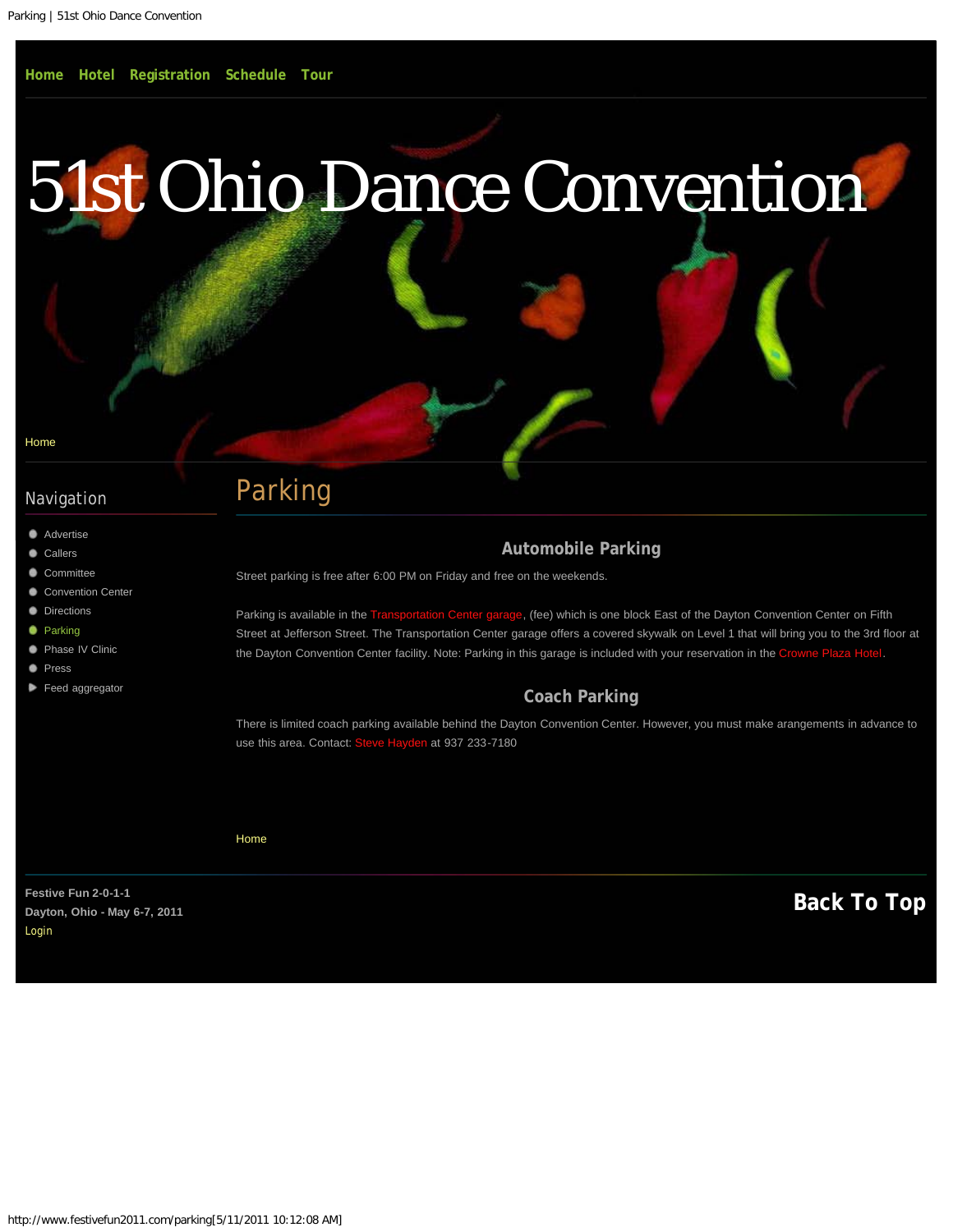Home Hotel Registration Schedule Tour

# 51st Ohio Dance Convention

Home

## Navigation

- Advertise
- Callers
- Committee
- Convention Center
- Directions
- Parking
- Phase IV Clinic
- Press
- Feed aggregator

## Parking

### Automobile Parking

Street parking is free after 6:00 PM on Friday and free on the weekends.

Parking is available in the Transportation Center garage, (fee) which is one block East of the Dayton Convention Center on Fifth Street at Jefferson Street. The Transportation Center garage offers a covered skywalk on Level 1 that will bring you to the 3rd floor at the Dayton Convention Center facility. Note: Parking in this garage is included with your reservation in the Crowne Plaza Hotel.

### Coach Parking

There is limited coach parking available behind the Dayton Convention Center. However, you must make arangements in advance to use this area. Contact: Steve Hayden at 937 233-7180

Home

**Festive Fun 2-0-1-1**
**Dayton, Ohio - May 6-7, 2011**
Login

**Back To Top**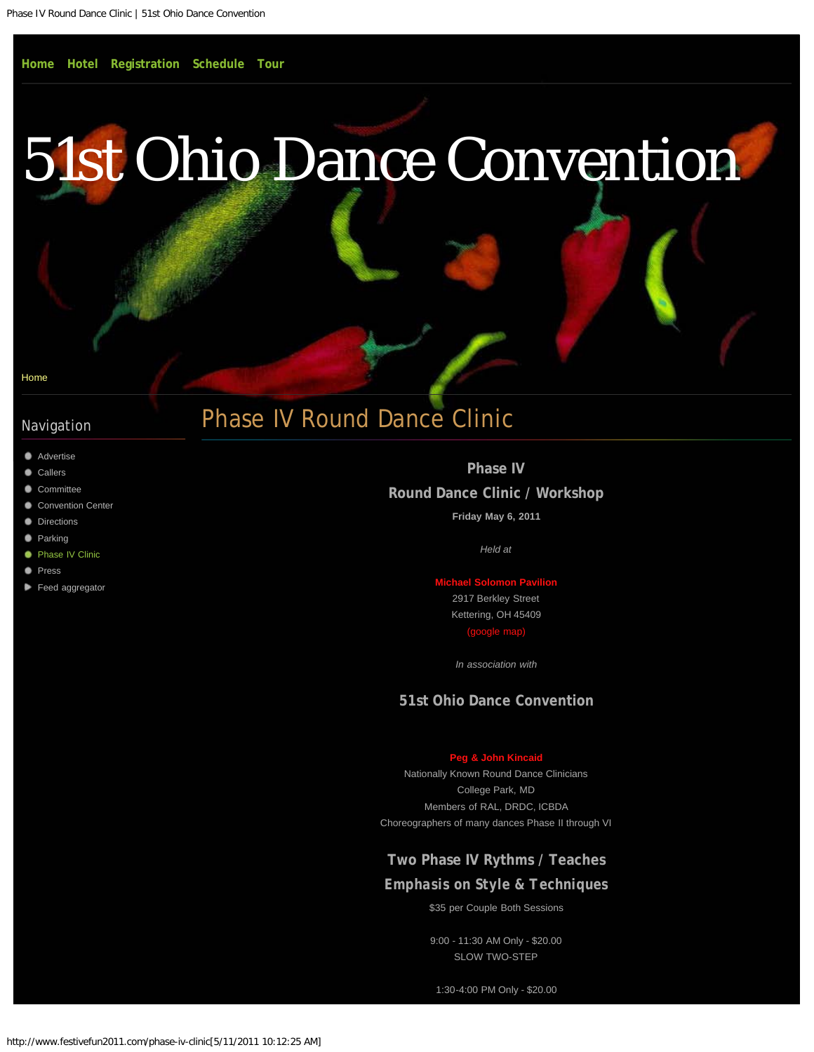Home Hotel Registration Schedule Tour

# 51st Ohio Dance Convention

Home

## Navigation

- Advertise
- Callers
- Committee
- Convention Center
- Directions
- Parking
- Phase IV Clinic
- Press
- Feed aggregator

# Phase IV Round Dance Clinic

### Phase IV

### Round Dance Clinic / Workshop

**Friday May 6, 2011**

*Held at*

**Michael Solomon Pavilion**
2917 Berkley Street
Kettering, OH 45409
(google map)

*In association with*

### 51st Ohio Dance Convention

**Peg & John Kincaid**
Nationally Known Round Dance Clinicians
College Park, MD
Members of RAL, DRDC, ICBDA
Choreographers of many dances Phase II through VI

### Two Phase IV Rythms / Teaches

### Emphasis on Style & Techniques

$35 per Couple Both Sessions

9:00 - 11:30 AM Only - $20.00
SLOW TWO-STEP

1:30-4:00 PM Only - $20.00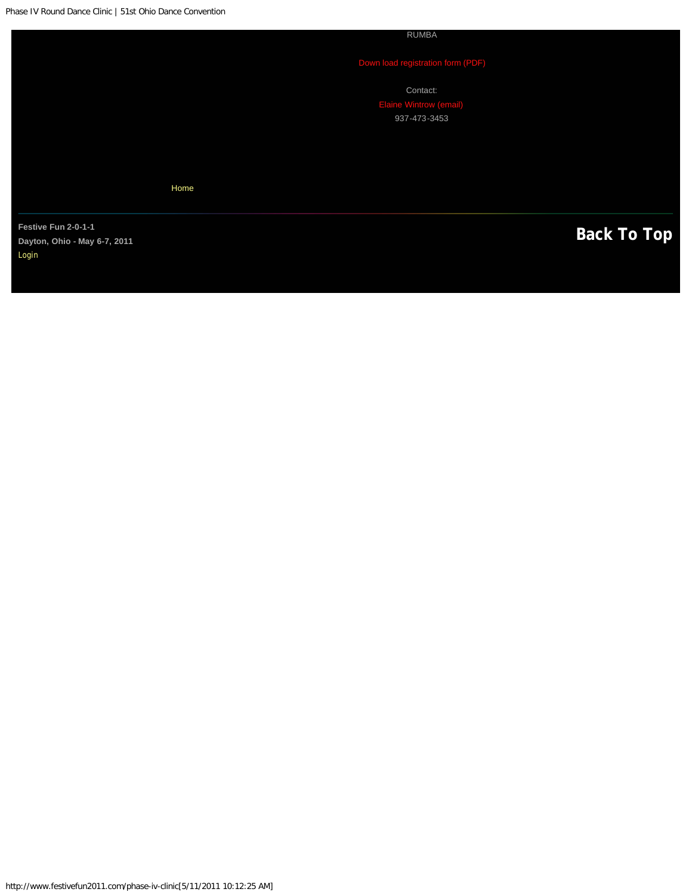RUMBA

Down load registration form (PDF)

Contact:

Elaine Wintrow (email)

937-473-3453

Home

**Festive Fun 2-0-1-1**

**Dayton, Ohio - May 6-7, 2011**

Login

**Back To Top**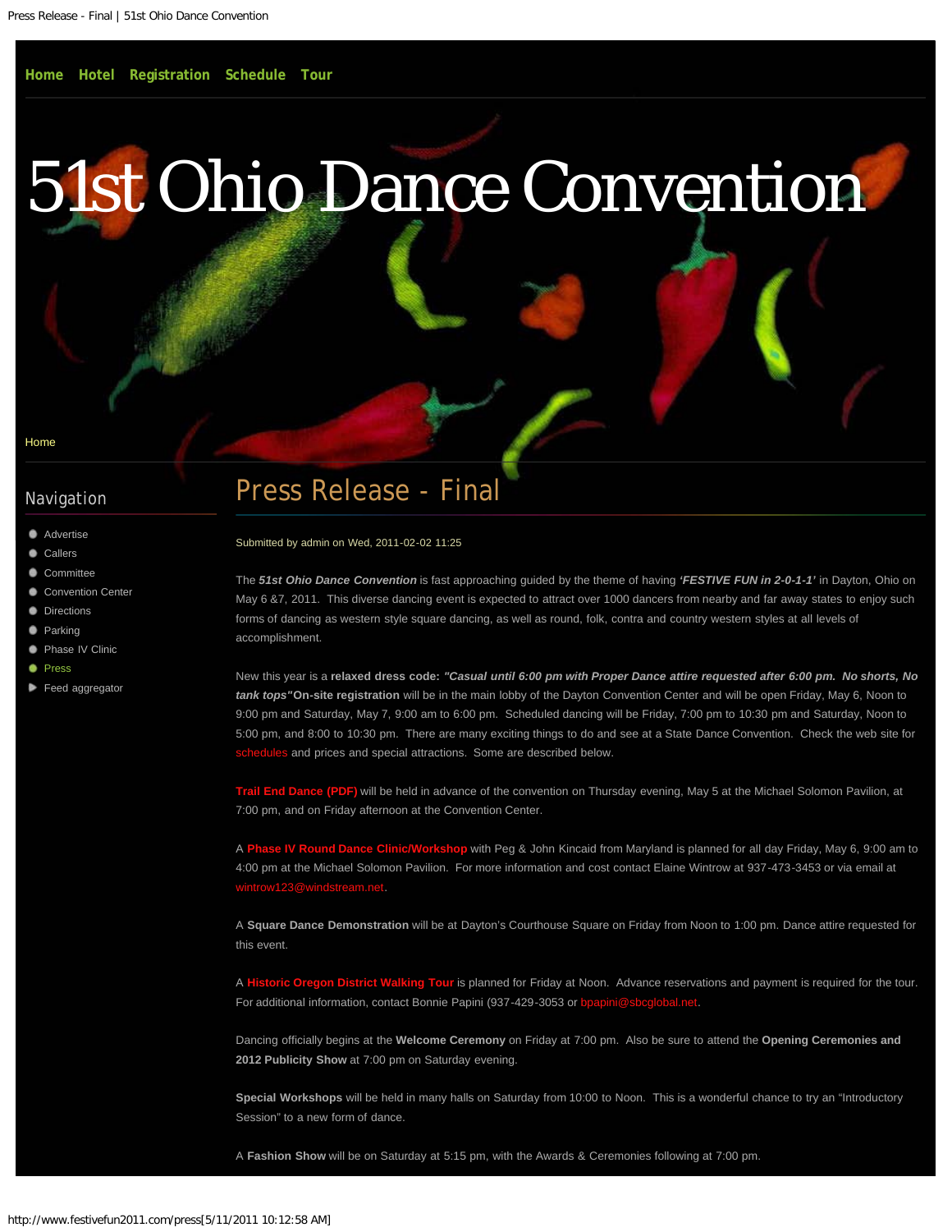Home Hotel Registration Schedule Tour

# 51st Ohio Dance Convention

Home

## Navigation

- Advertise
- Callers
- Committee
- Convention Center
- Directions
- Parking
- Phase IV Clinic
- Press
- Feed aggregator

## Press Release - Final

Submitted by admin on Wed, 2011-02-02 11:25

The ***51st Ohio Dance Convention*** is fast approaching guided by the theme of having ***'FESTIVE FUN in 2-0-1-1'*** in Dayton, Ohio on May 6 &7, 2011. This diverse dancing event is expected to attract over 1000 dancers from nearby and far away states to enjoy such forms of dancing as western style square dancing, as well as round, folk, contra and country western styles at all levels of accomplishment.

New this year is a **relaxed dress code: *"Casual until 6:00 pm with Proper Dance attire requested after 6:00 pm. No shorts, No tank tops"*On-site registration** will be in the main lobby of the Dayton Convention Center and will be open Friday, May 6, Noon to 9:00 pm and Saturday, May 7, 9:00 am to 6:00 pm. Scheduled dancing will be Friday, 7:00 pm to 10:30 pm and Saturday, Noon to 5:00 pm, and 8:00 to 10:30 pm. There are many exciting things to do and see at a State Dance Convention. Check the web site for schedules and prices and special attractions. Some are described below.

**Trail End Dance (PDF)** will be held in advance of the convention on Thursday evening, May 5 at the Michael Solomon Pavilion, at 7:00 pm, and on Friday afternoon at the Convention Center.

A **Phase IV Round Dance Clinic/Workshop** with Peg & John Kincaid from Maryland is planned for all day Friday, May 6, 9:00 am to 4:00 pm at the Michael Solomon Pavilion. For more information and cost contact Elaine Wintrow at 937-473-3453 or via email at wintrow123@windstream.net.

A **Square Dance Demonstration** will be at Dayton's Courthouse Square on Friday from Noon to 1:00 pm. Dance attire requested for this event.

A **Historic Oregon District Walking Tour** is planned for Friday at Noon. Advance reservations and payment is required for the tour. For additional information, contact Bonnie Papini (937-429-3053 or bpapini@sbcglobal.net.

Dancing officially begins at the **Welcome Ceremony** on Friday at 7:00 pm. Also be sure to attend the **Opening Ceremonies and 2012 Publicity Show** at 7:00 pm on Saturday evening.

**Special Workshops** will be held in many halls on Saturday from 10:00 to Noon. This is a wonderful chance to try an "Introductory Session" to a new form of dance.

A **Fashion Show** will be on Saturday at 5:15 pm, with the Awards & Ceremonies following at 7:00 pm.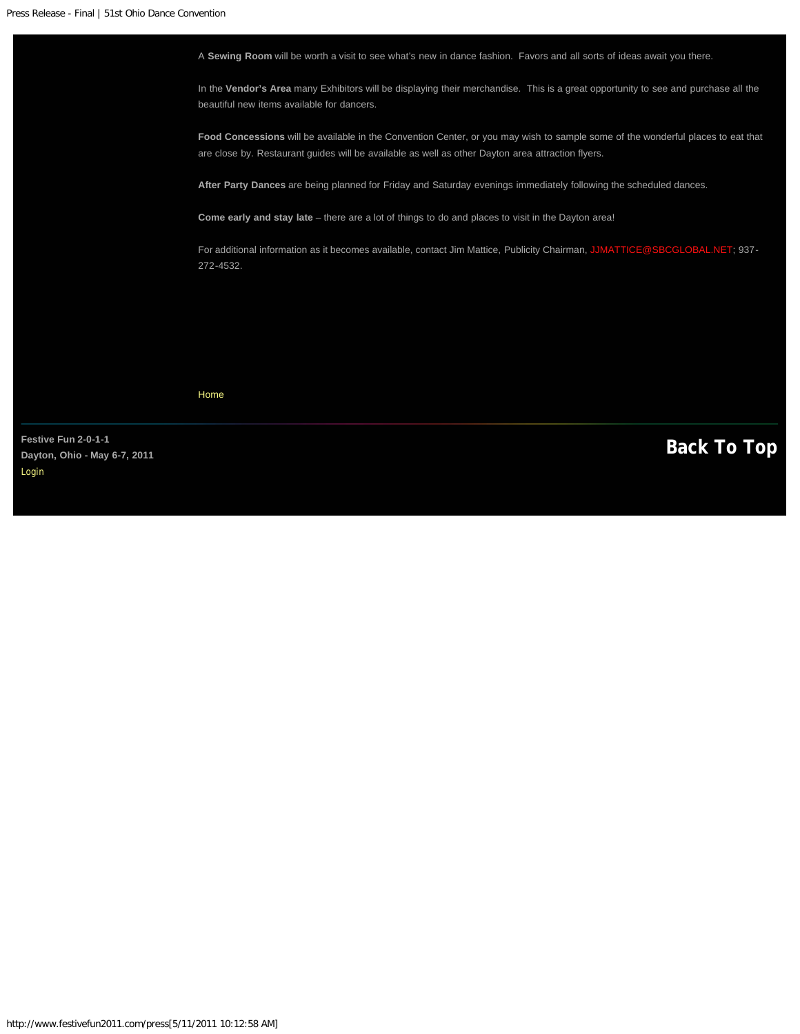A **Sewing Room** will be worth a visit to see what's new in dance fashion.  Favors and all sorts of ideas await you there.

In the **Vendor's Area** many Exhibitors will be displaying their merchandise.  This is a great opportunity to see and purchase all the beautiful new items available for dancers.

**Food Concessions** will be available in the Convention Center, or you may wish to sample some of the wonderful places to eat that are close by. Restaurant guides will be available as well as other Dayton area attraction flyers.

**After Party Dances** are being planned for Friday and Saturday evenings immediately following the scheduled dances.

**Come early and stay late** – there are a lot of things to do and places to visit in the Dayton area!

For additional information as it becomes available, contact Jim Mattice, Publicity Chairman, JJMATTICE@SBCGLOBAL.NET; 937-272-4532.

Home

**Festive Fun 2-0-1-1**
**Dayton, Ohio - May 6-7, 2011**
Login

**Back To Top**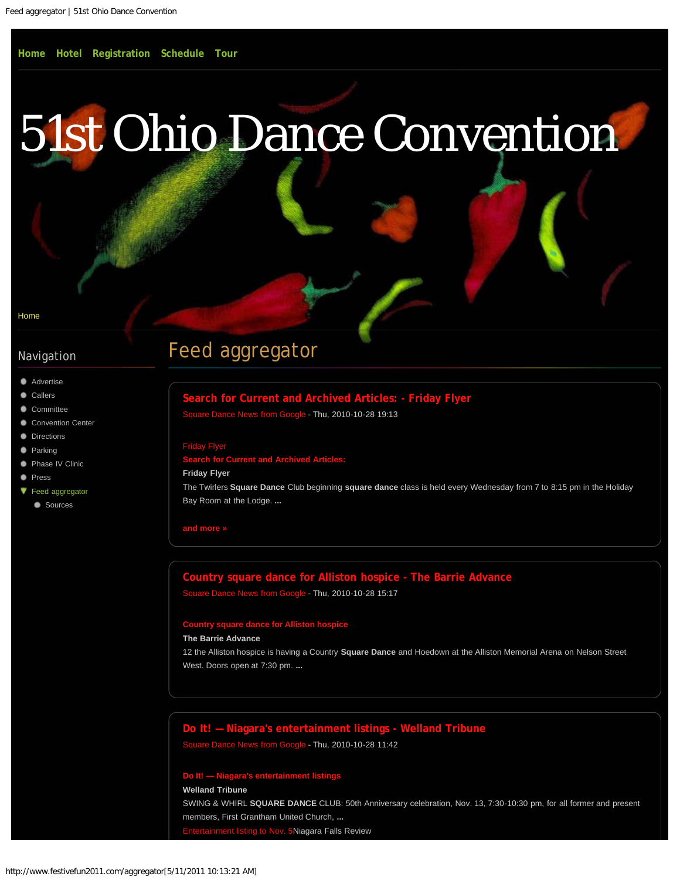Home Hotel Registration Schedule Tour

# 51st Ohio Dance Convention

Home

## Navigation

- Advertise
- Callers
- Committee
- Convention Center
- Directions
- Parking
- Phase IV Clinic
- Press
- Feed aggregator
  - Sources

# Feed aggregator

### Search for Current and Archived Articles: - Friday Flyer

Square Dance News from Google - Thu, 2010-10-28 19:13

Friday Flyer
Search for Current and Archived Articles:
**Friday Flyer**
The Twirlers **Square Dance** Club beginning **square dance** class is held every Wednesday from 7 to 8:15 pm in the Holiday Bay Room at the Lodge. **...**

**and more »**

### Country square dance for Alliston hospice - The Barrie Advance

Square Dance News from Google - Thu, 2010-10-28 15:17

**Country square dance for Alliston hospice**
**The Barrie Advance**
12 the Alliston hospice is having a Country **Square Dance** and Hoedown at the Alliston Memorial Arena on Nelson Street West. Doors open at 7:30 pm. **...**

### Do It! — Niagara's entertainment listings - Welland Tribune

Square Dance News from Google - Thu, 2010-10-28 11:42

**Do It! — Niagara's entertainment listings**
**Welland Tribune**
SWING & WHIRL **SQUARE DANCE** CLUB: 50th Anniversary celebration, Nov. 13, 7:30-10:30 pm, for all former and present members, First Grantham United Church, **...**
Entertainment listing to Nov. 5Niagara Falls Review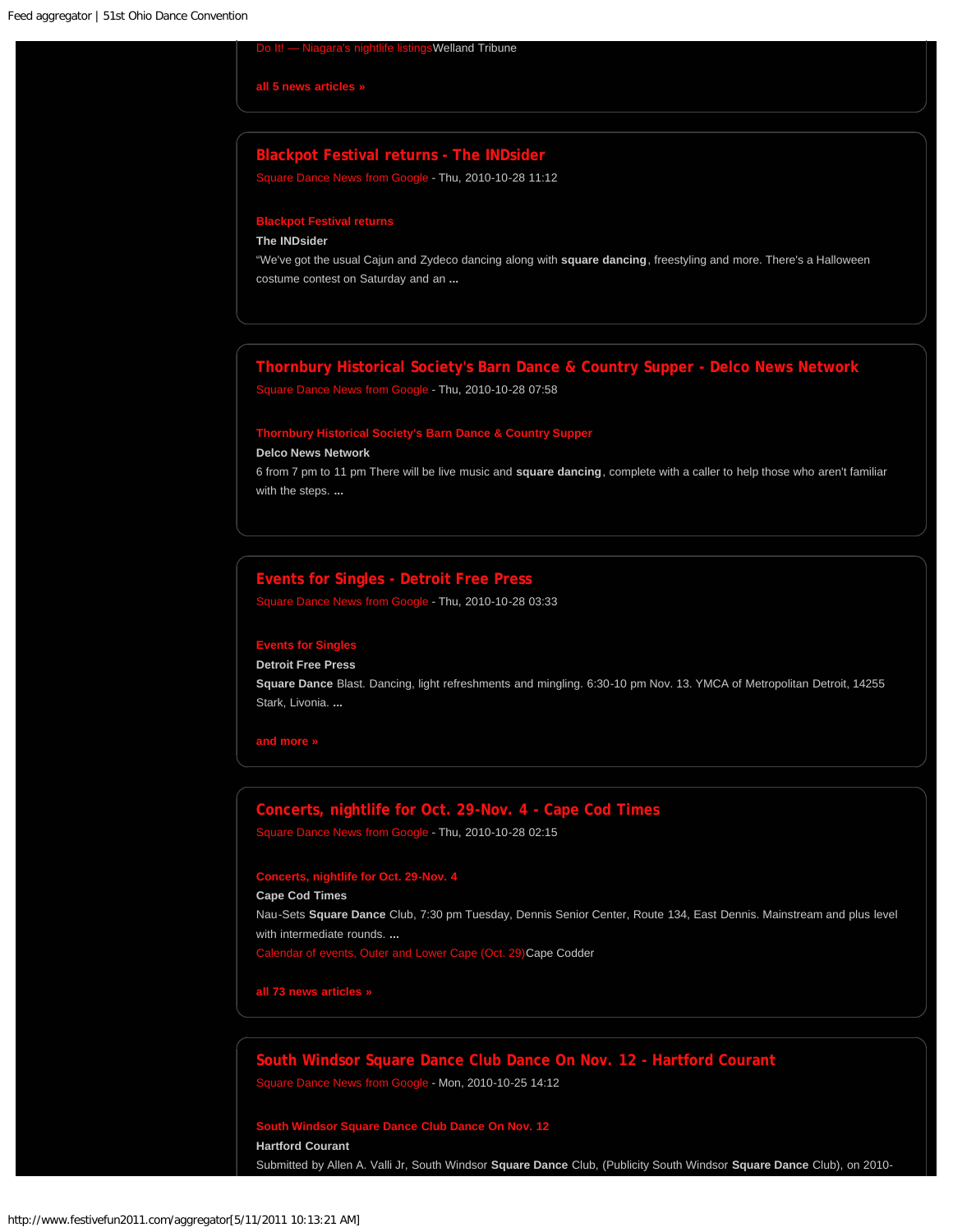Do It! — Niagara's nightlife listings Welland Tribune

**all 5 news articles »**

## Blackpot Festival returns - The INDsider

Square Dance News from Google - Thu, 2010-10-28 11:12

**Blackpot Festival returns**

**The INDsider**

"We've got the usual Cajun and Zydeco dancing along with **square dancing**, freestyling and more. There's a Halloween costume contest on Saturday and an **...**

## Thornbury Historical Society's Barn Dance & Country Supper - Delco News Network

Square Dance News from Google - Thu, 2010-10-28 07:58

**Thornbury Historical Society's Barn Dance & Country Supper**

**Delco News Network**

6 from 7 pm to 11 pm There will be live music and **square dancing**, complete with a caller to help those who aren't familiar with the steps. **...**

## Events for Singles - Detroit Free Press

Square Dance News from Google - Thu, 2010-10-28 03:33

**Events for Singles**

**Detroit Free Press**

**Square Dance** Blast. Dancing, light refreshments and mingling. 6:30-10 pm Nov. 13. YMCA of Metropolitan Detroit, 14255 Stark, Livonia. **...**

**and more »**

## Concerts, nightlife for Oct. 29-Nov. 4 - Cape Cod Times

Square Dance News from Google - Thu, 2010-10-28 02:15

**Concerts, nightlife for Oct. 29-Nov. 4**

**Cape Cod Times**

Nau-Sets **Square Dance** Club, 7:30 pm Tuesday, Dennis Senior Center, Route 134, East Dennis. Mainstream and plus level with intermediate rounds. **...**

Calendar of events, Outer and Lower Cape (Oct. 29) Cape Codder

**all 73 news articles »**

## South Windsor Square Dance Club Dance On Nov. 12 - Hartford Courant

Square Dance News from Google - Mon, 2010-10-25 14:12

**South Windsor Square Dance Club Dance On Nov. 12**

**Hartford Courant**

Submitted by Allen A. Valli Jr, South Windsor **Square Dance** Club, (Publicity South Windsor **Square Dance** Club), on 2010-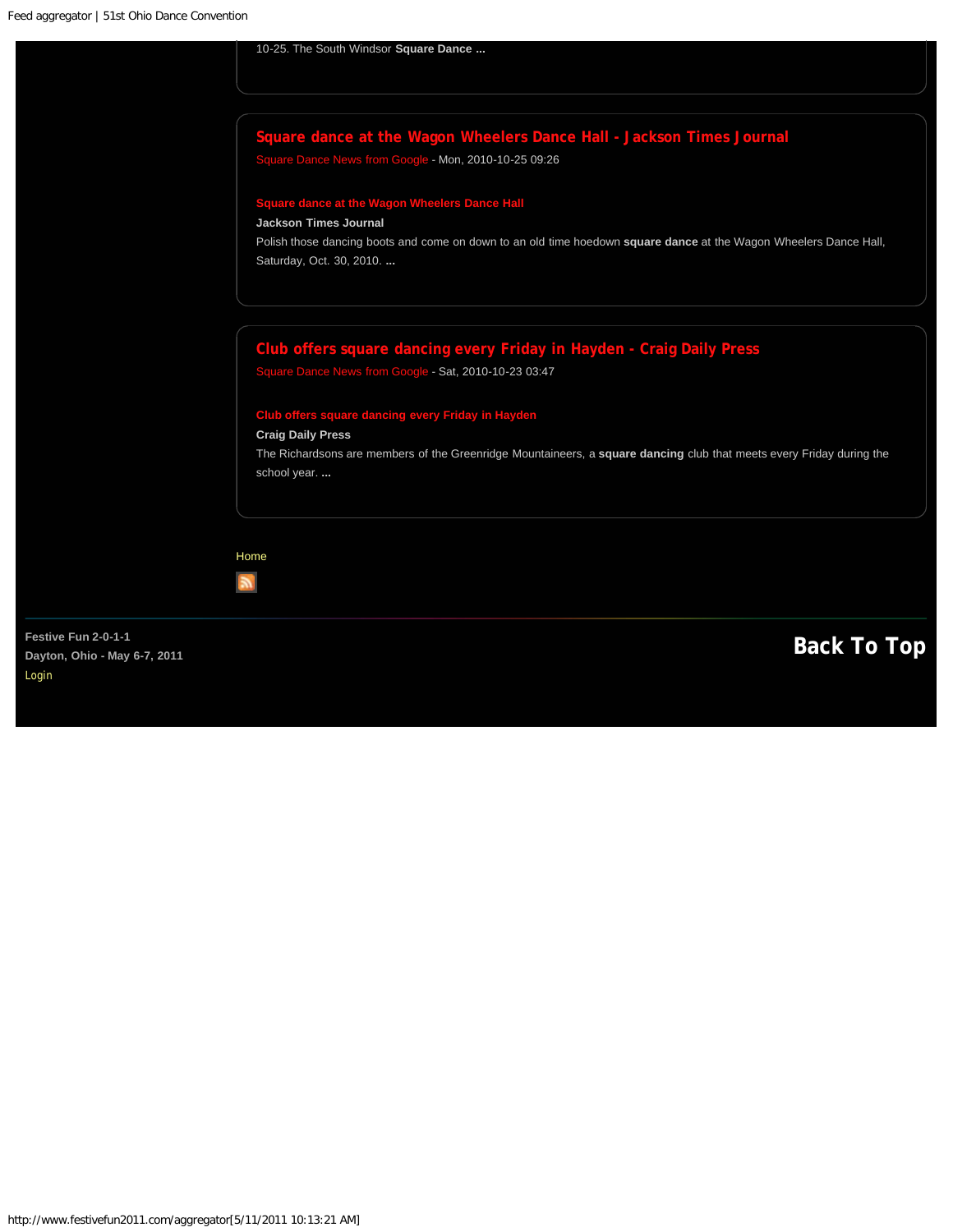10-25. The South Windsor **Square Dance ...**

## Square dance at the Wagon Wheelers Dance Hall - Jackson Times Journal

Square Dance News from Google - Mon, 2010-10-25 09:26

**Square dance at the Wagon Wheelers Dance Hall**

**Jackson Times Journal**

Polish those dancing boots and come on down to an old time hoedown **square dance** at the Wagon Wheelers Dance Hall, Saturday, Oct. 30, 2010. **...**

## Club offers square dancing every Friday in Hayden - Craig Daily Press

Square Dance News from Google - Sat, 2010-10-23 03:47

**Club offers square dancing every Friday in Hayden**

**Craig Daily Press**

The Richardsons are members of the Greenridge Mountaineers, a **square dancing** club that meets every Friday during the school year. **...**

Home

**Festive Fun 2-0-1-1**
**Dayton, Ohio - May 6-7, 2011**
Login

**Back To Top**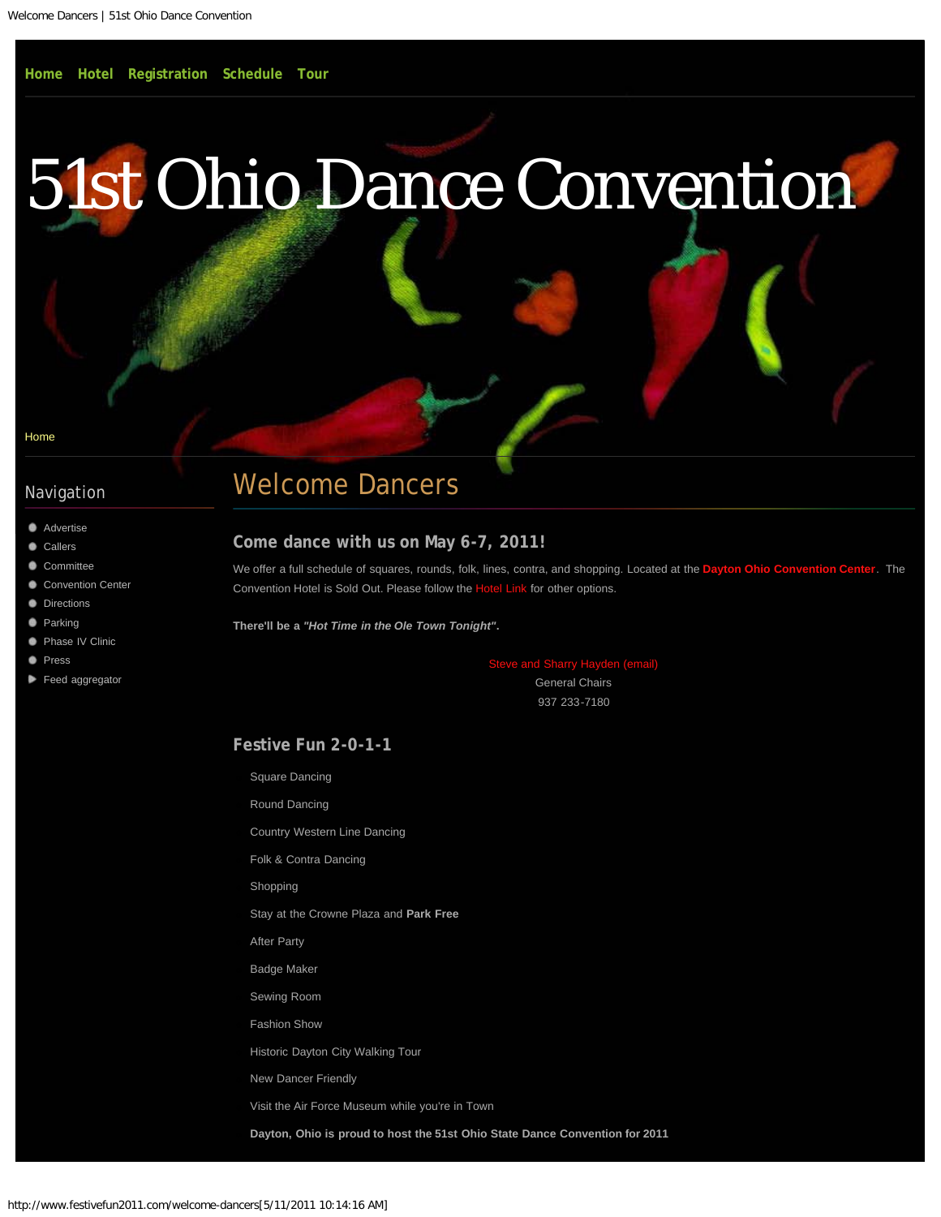Home Hotel Registration Schedule Tour

# 51st Ohio Dance Convention

Home

## Navigation

- Advertise
- Callers
- Committee
- Convention Center
- Directions
- Parking
- Phase IV Clinic
- Press
- Feed aggregator

## Welcome Dancers

### Come dance with us on May 6-7, 2011!

We offer a full schedule of squares, rounds, folk, lines, contra, and shopping. Located at the **Dayton Ohio Convention Center**. The Convention Hotel is Sold Out. Please follow the Hotel Link for other options.

**There'll be a *"Hot Time in the Ole Town Tonight"*.**

Steve and Sharry Hayden (email)
General Chairs
937 233-7180

### Festive Fun 2-0-1-1

Square Dancing

Round Dancing

Country Western Line Dancing

Folk & Contra Dancing

Shopping

Stay at the Crowne Plaza and **Park Free**

After Party

Badge Maker

Sewing Room

Fashion Show

Historic Dayton City Walking Tour

New Dancer Friendly

Visit the Air Force Museum while you're in Town

**Dayton, Ohio is proud to host the 51st Ohio State Dance Convention for 2011**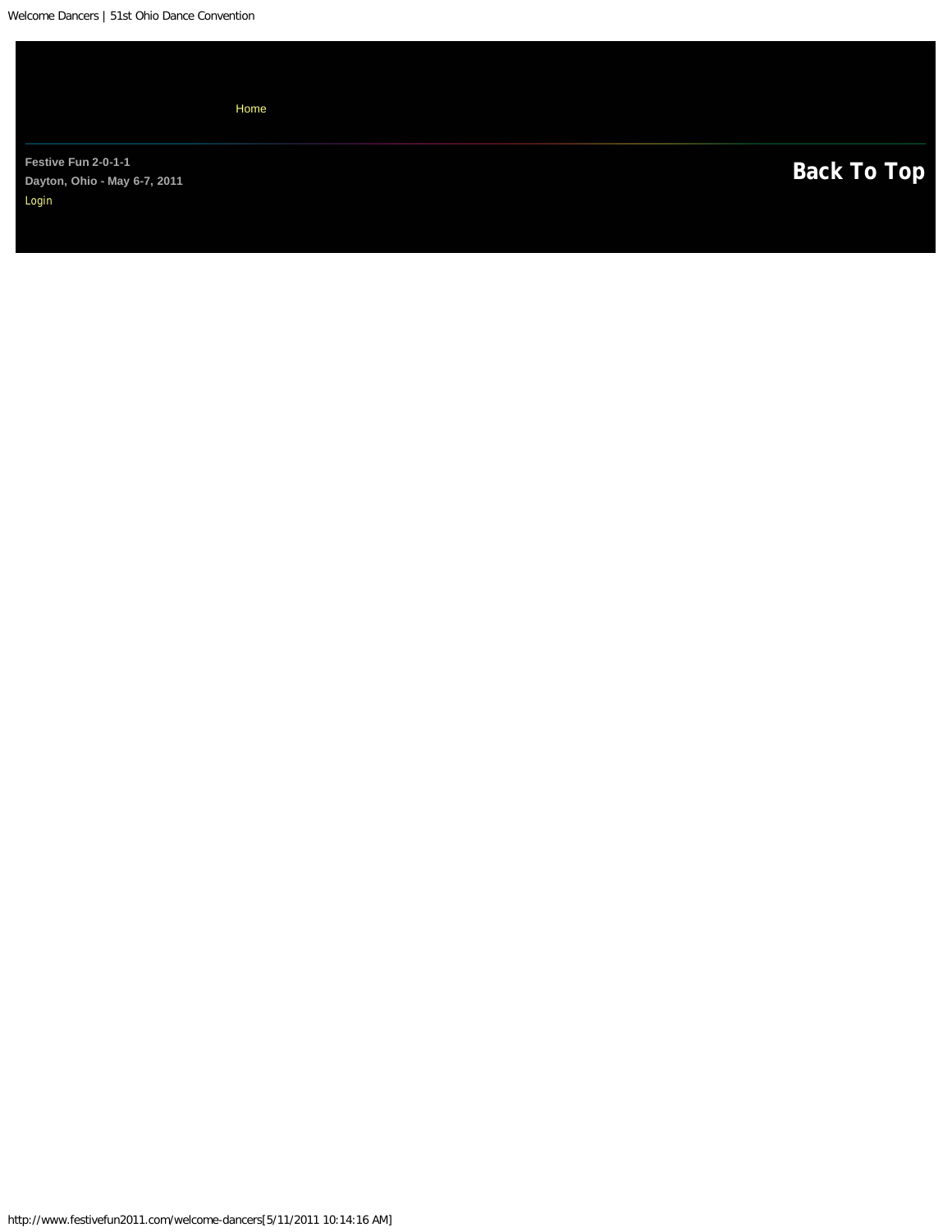Home

Festive Fun 2-0-1-1

Dayton, Ohio - May 6-7, 2011

Login

Back To Top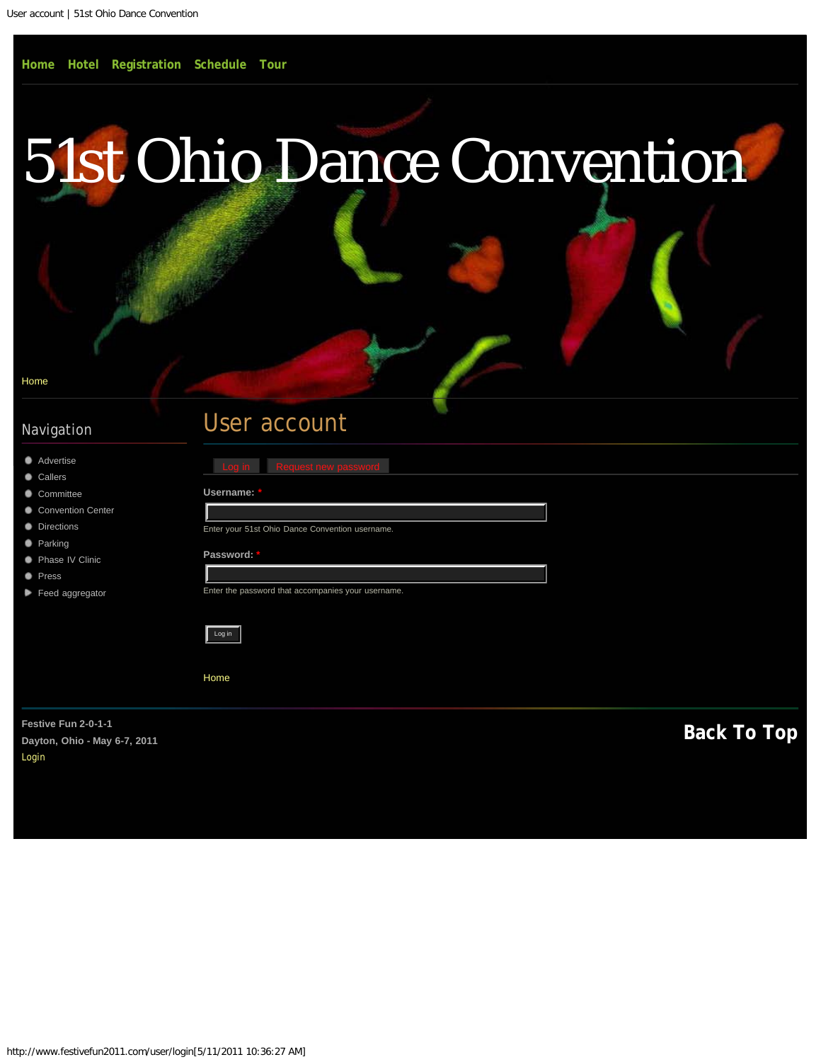Home Hotel Registration Schedule Tour

# 51st Ohio Dance Convention

Home

## Navigation

- Advertise
- Callers
- Committee
- Convention Center
- Directions
- Parking
- Phase IV Clinic
- Press
- Feed aggregator

## User account

Log in | Request new password

**Username:** *

Enter your 51st Ohio Dance Convention username.

**Password:** *

Enter the password that accompanies your username.

Log in

Home

**Festive Fun 2-0-1-1**

**Dayton, Ohio - May 6-7, 2011**

Login

**Back To Top**